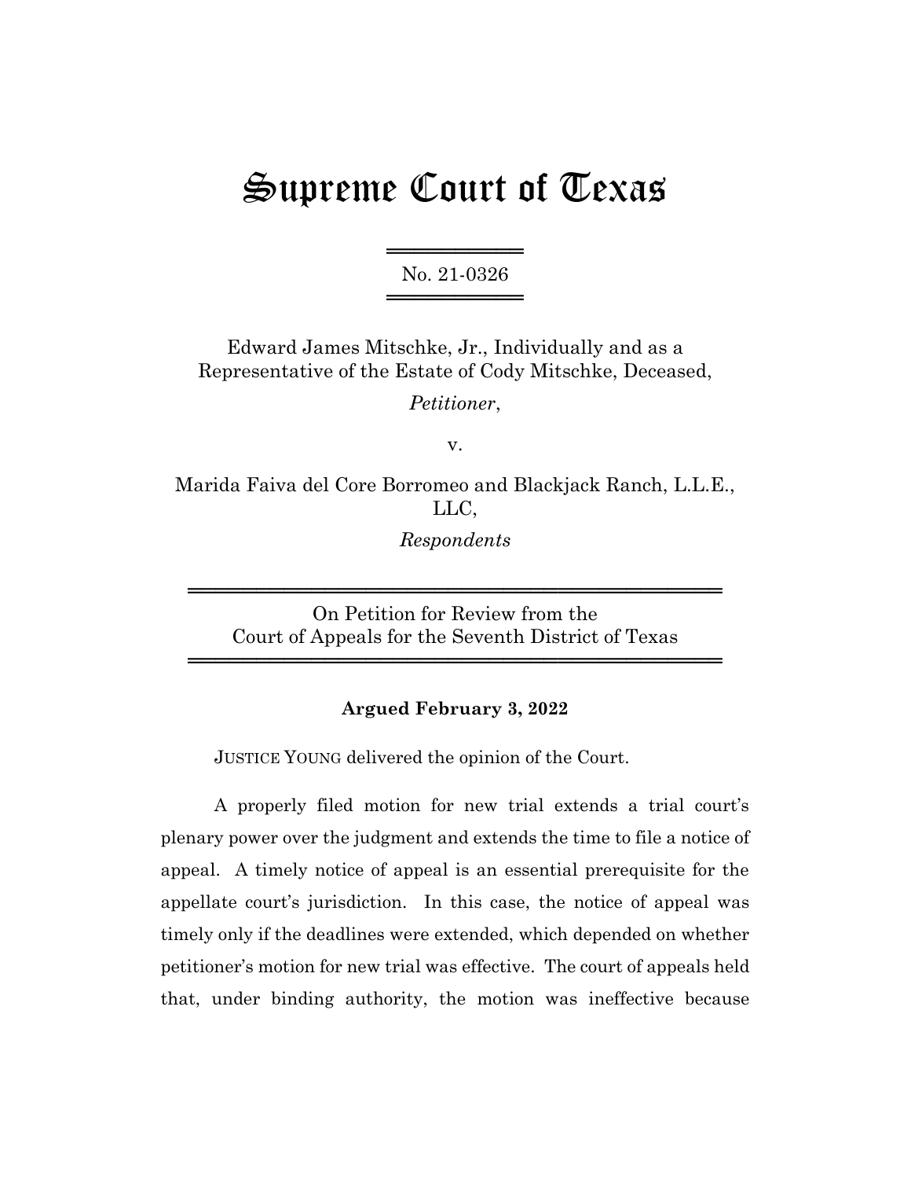# Supreme Court of Texas

No. 21-0326

Edward James Mitschke, Jr., Individually and as a Representative of the Estate of Cody Mitschke, Deceased,

*Petitioner*,

v.

Marida Faiva del Core Borromeo and Blackjack Ranch, L.L.E., LLC,

*Respondents*

On Petition for Review from the Court of Appeals for the Seventh District of Texas

**Argued February 3, 2022**

JUSTICE YOUNG delivered the opinion of the Court.

A properly filed motion for new trial extends a trial court's plenary power over the judgment and extends the time to file a notice of appeal. A timely notice of appeal is an essential prerequisite for the appellate court's jurisdiction. In this case, the notice of appeal was timely only if the deadlines were extended, which depended on whether petitioner's motion for new trial was effective. The court of appeals held that, under binding authority, the motion was ineffective because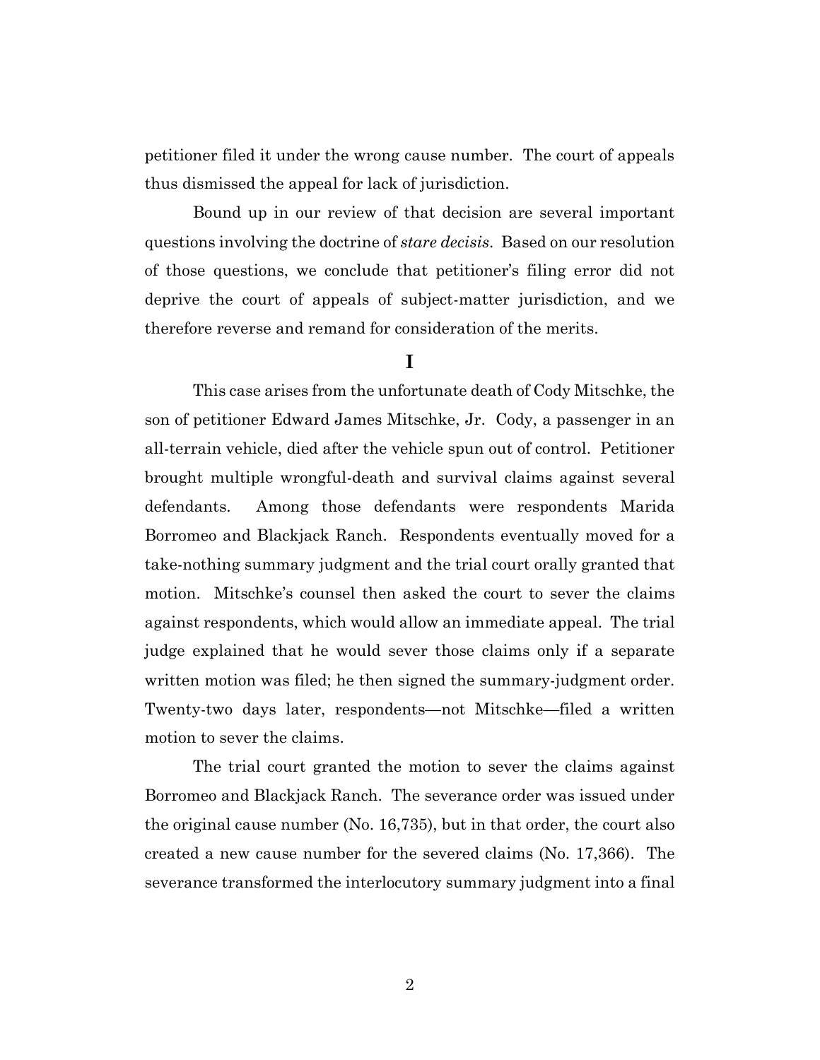petitioner filed it under the wrong cause number. The court of appeals thus dismissed the appeal for lack of jurisdiction.

Bound up in our review of that decision are several important questions involving the doctrine of *stare decisis*. Based on our resolution of those questions, we conclude that petitioner's filing error did not deprive the court of appeals of subject-matter jurisdiction, and we therefore reverse and remand for consideration of the merits.

## I

This case arises from the unfortunate death of Cody Mitschke, the son of petitioner Edward James Mitschke, Jr. Cody, a passenger in an all-terrain vehicle, died after the vehicle spun out of control. Petitioner brought multiple wrongful-death and survival claims against several defendants. Among those defendants were respondents Marida Borromeo and Blackjack Ranch. Respondents eventually moved for a take-nothing summary judgment and the trial court orally granted that motion. Mitschke's counsel then asked the court to sever the claims against respondents, which would allow an immediate appeal. The trial judge explained that he would sever those claims only if a separate written motion was filed; he then signed the summary-judgment order. Twenty-two days later, respondents—not Mitschke—filed a written motion to sever the claims.

The trial court granted the motion to sever the claims against Borromeo and Blackjack Ranch. The severance order was issued under the original cause number (No. 16,735), but in that order, the court also created a new cause number for the severed claims (No. 17,366). The severance transformed the interlocutory summary judgment into a final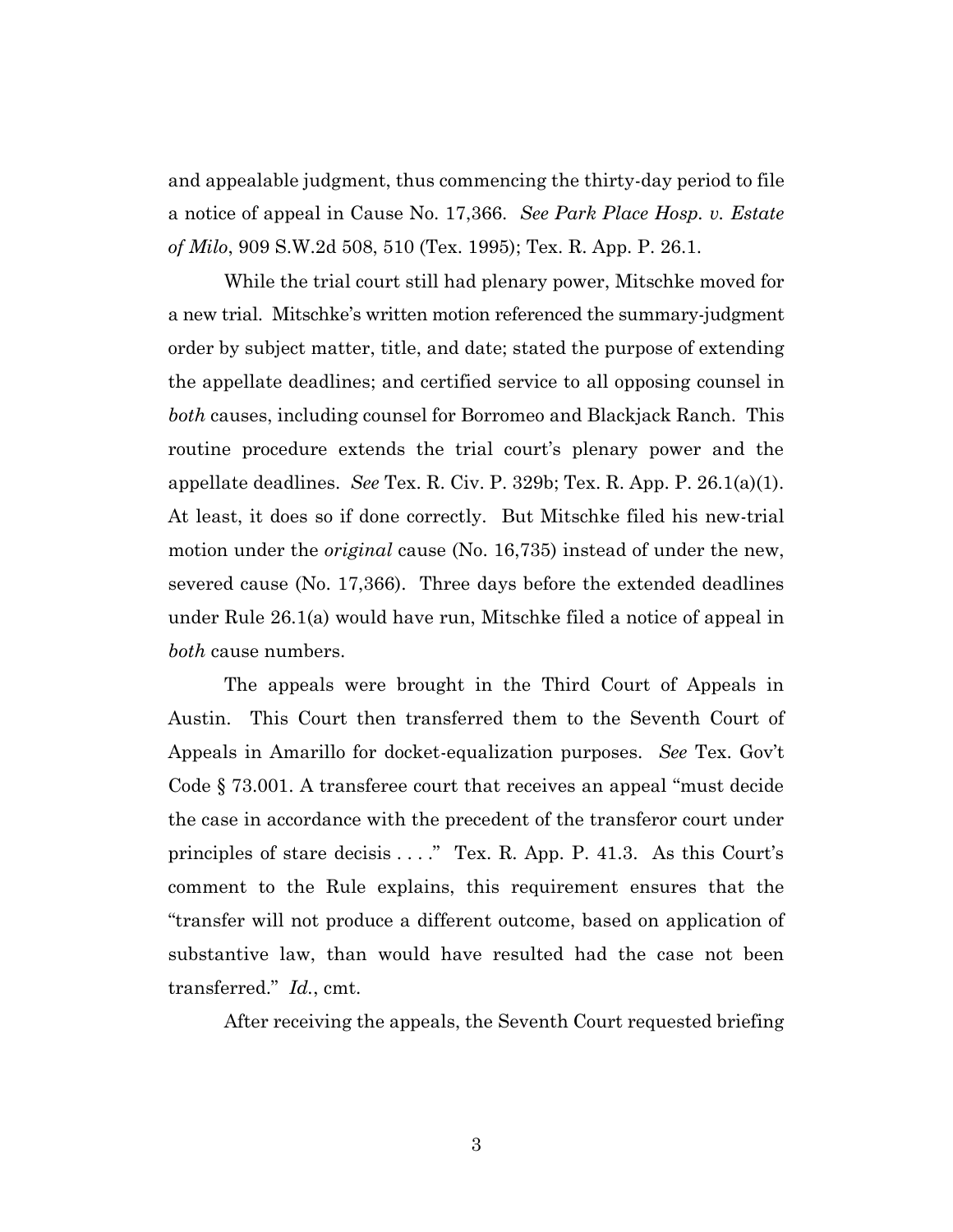and appealable judgment, thus commencing the thirty-day period to file a notice of appeal in Cause No. 17,366. *See Park Place Hosp. v. Estate of Milo*, 909 S.W.2d 508, 510 (Tex. 1995); Tex. R. App. P. 26.1.

While the trial court still had plenary power, Mitschke moved for a new trial. Mitschke's written motion referenced the summary-judgment order by subject matter, title, and date; stated the purpose of extending the appellate deadlines; and certified service to all opposing counsel in *both* causes, including counsel for Borromeo and Blackjack Ranch. This routine procedure extends the trial court's plenary power and the appellate deadlines. *See* Tex. R. Civ. P. 329b; Tex. R. App. P. 26.1(a)(1). At least, it does so if done correctly. But Mitschke filed his new-trial motion under the *original* cause (No. 16,735) instead of under the new, severed cause (No. 17,366). Three days before the extended deadlines under Rule 26.1(a) would have run, Mitschke filed a notice of appeal in *both* cause numbers.

The appeals were brought in the Third Court of Appeals in Austin. This Court then transferred them to the Seventh Court of Appeals in Amarillo for docket-equalization purposes. *See* Tex. Gov't Code § 73.001. A transferee court that receives an appeal "must decide the case in accordance with the precedent of the transferor court under principles of stare decisis . . . ." Tex. R. App. P. 41.3. As this Court's comment to the Rule explains, this requirement ensures that the "transfer will not produce a different outcome, based on application of substantive law, than would have resulted had the case not been transferred." *Id.*, cmt.

After receiving the appeals, the Seventh Court requested briefing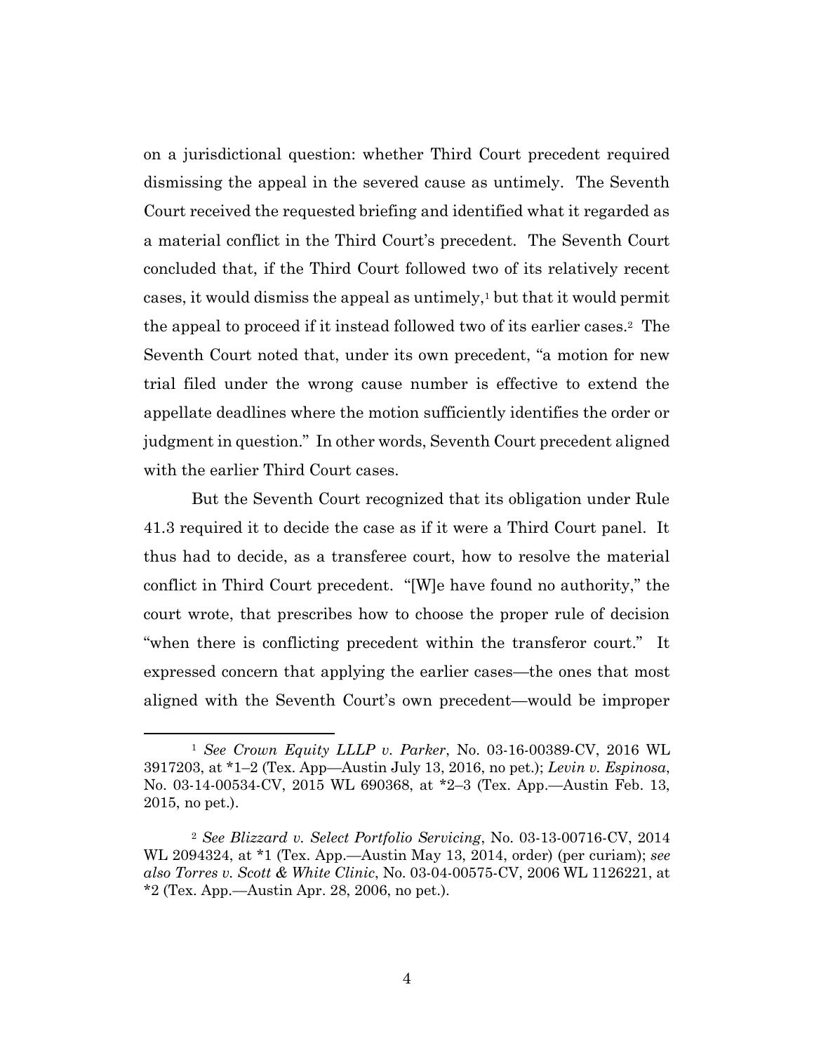on a jurisdictional question: whether Third Court precedent required dismissing the appeal in the severed cause as untimely. The Seventh Court received the requested briefing and identified what it regarded as a material conflict in the Third Court's precedent. The Seventh Court concluded that, if the Third Court followed two of its relatively recent cases, it would dismiss the appeal as untimely,[1] but that it would permit the appeal to proceed if it instead followed two of its earlier cases.[2] The Seventh Court noted that, under its own precedent, "a motion for new trial filed under the wrong cause number is effective to extend the appellate deadlines where the motion sufficiently identifies the order or judgment in question." In other words, Seventh Court precedent aligned with the earlier Third Court cases.

But the Seventh Court recognized that its obligation under Rule 41.3 required it to decide the case as if it were a Third Court panel. It thus had to decide, as a transferee court, how to resolve the material conflict in Third Court precedent. "[W]e have found no authority," the court wrote, that prescribes how to choose the proper rule of decision "when there is conflicting precedent within the transferor court." It expressed concern that applying the earlier cases—the ones that most aligned with the Seventh Court's own precedent—would be improper

---

[1] *See Crown Equity LLLP v. Parker*, No. 03-16-00389-CV, 2016 WL 3917203, at *1–2 (Tex. App—Austin July 13, 2016, no pet.); *Levin v. Espinosa*, No. 03-14-00534-CV, 2015 WL 690368, at *2–3 (Tex. App.—Austin Feb. 13, 2015, no pet.).

[2] *See Blizzard v. Select Portfolio Servicing*, No. 03-13-00716-CV, 2014 WL 2094324, at *1 (Tex. App.—Austin May 13, 2014, order) (per curiam); *see also Torres v. Scott & White Clinic*, No. 03-04-00575-CV, 2006 WL 1126221, at *2 (Tex. App.—Austin Apr. 28, 2006, no pet.).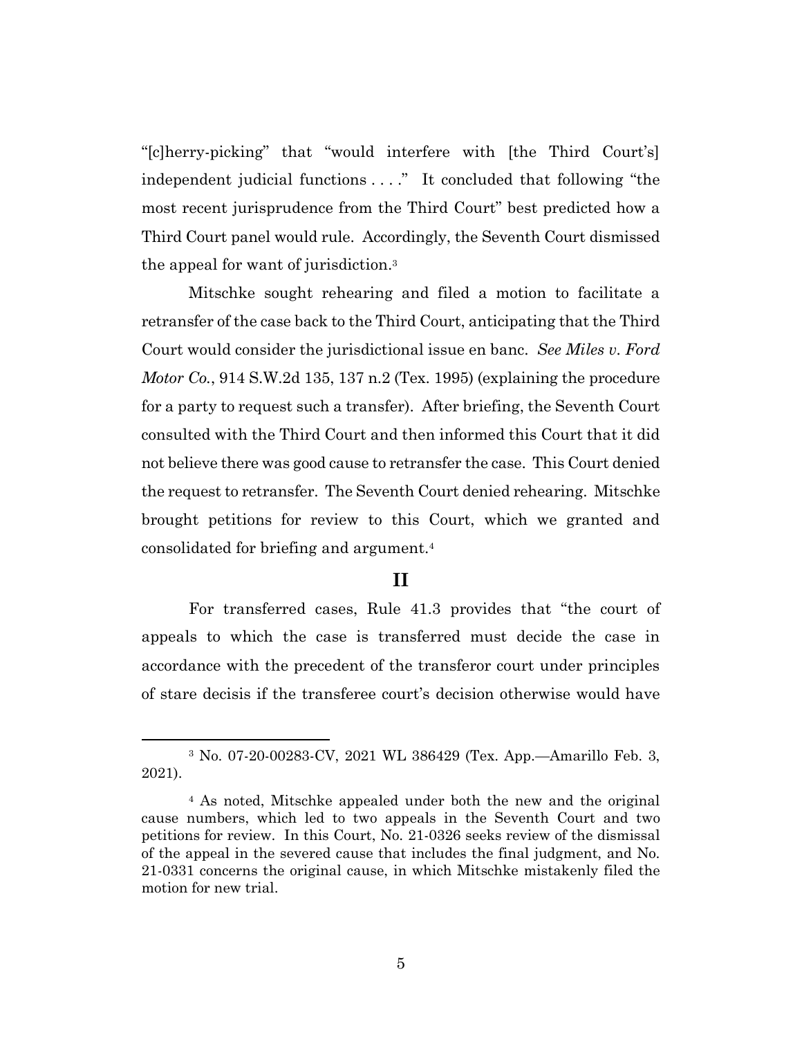"[c]herry-picking" that "would interfere with [the Third Court's] independent judicial functions . . . ." It concluded that following "the most recent jurisprudence from the Third Court" best predicted how a Third Court panel would rule. Accordingly, the Seventh Court dismissed the appeal for want of jurisdiction.[3]

Mitschke sought rehearing and filed a motion to facilitate a retransfer of the case back to the Third Court, anticipating that the Third Court would consider the jurisdictional issue en banc. *See Miles v. Ford Motor Co.*, 914 S.W.2d 135, 137 n.2 (Tex. 1995) (explaining the procedure for a party to request such a transfer). After briefing, the Seventh Court consulted with the Third Court and then informed this Court that it did not believe there was good cause to retransfer the case. This Court denied the request to retransfer. The Seventh Court denied rehearing. Mitschke brought petitions for review to this Court, which we granted and consolidated for briefing and argument.[4]

## II

For transferred cases, Rule 41.3 provides that "the court of appeals to which the case is transferred must decide the case in accordance with the precedent of the transferor court under principles of stare decisis if the transferee court's decision otherwise would have

---

[3] No. 07-20-00283-CV, 2021 WL 386429 (Tex. App.—Amarillo Feb. 3, 2021).

[4] As noted, Mitschke appealed under both the new and the original cause numbers, which led to two appeals in the Seventh Court and two petitions for review. In this Court, No. 21-0326 seeks review of the dismissal of the appeal in the severed cause that includes the final judgment, and No. 21-0331 concerns the original cause, in which Mitschke mistakenly filed the motion for new trial.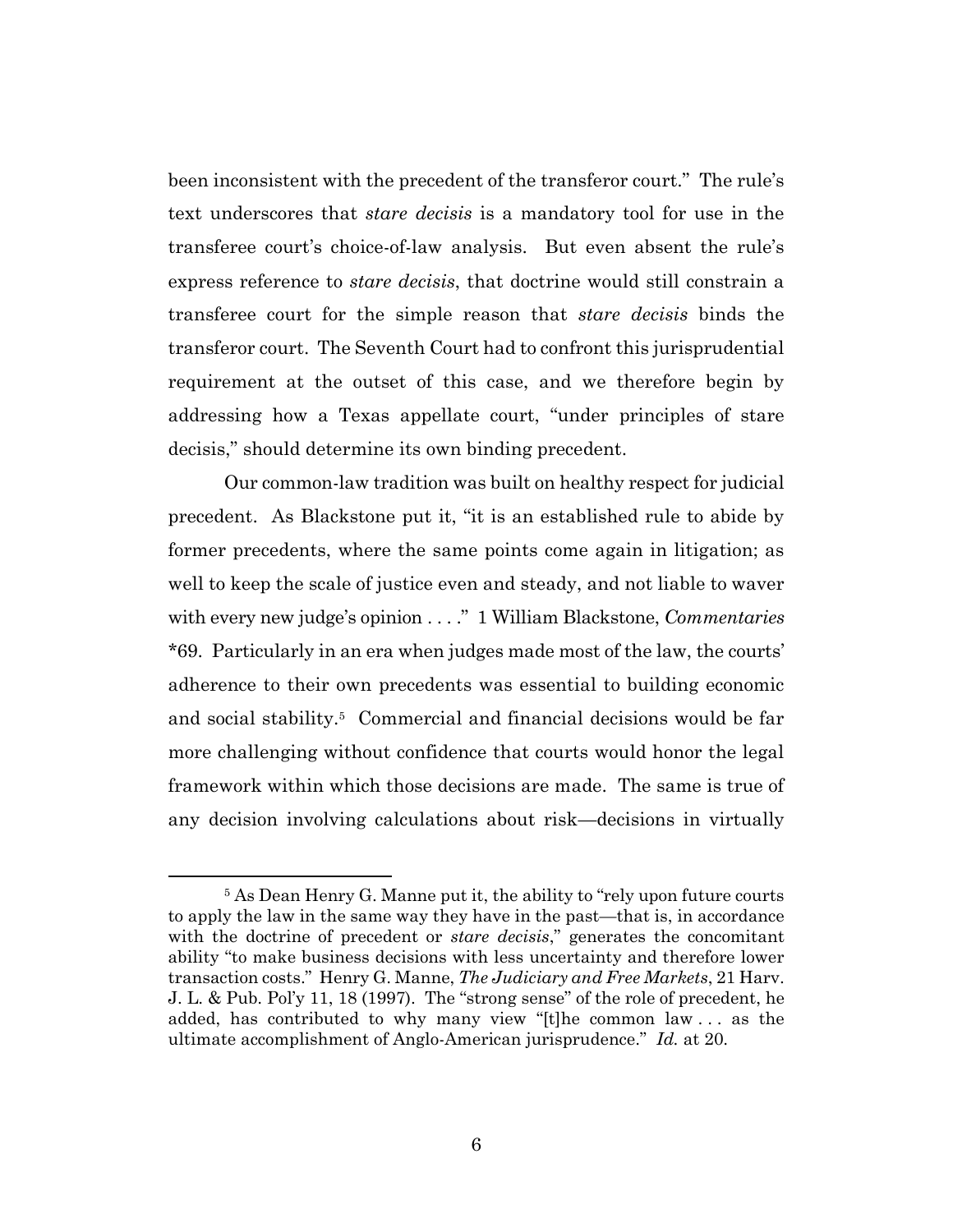been inconsistent with the precedent of the transferor court." The rule's text underscores that *stare decisis* is a mandatory tool for use in the transferee court's choice-of-law analysis. But even absent the rule's express reference to *stare decisis*, that doctrine would still constrain a transferee court for the simple reason that *stare decisis* binds the transferor court. The Seventh Court had to confront this jurisprudential requirement at the outset of this case, and we therefore begin by addressing how a Texas appellate court, "under principles of stare decisis," should determine its own binding precedent.

Our common-law tradition was built on healthy respect for judicial precedent. As Blackstone put it, "it is an established rule to abide by former precedents, where the same points come again in litigation; as well to keep the scale of justice even and steady, and not liable to waver with every new judge's opinion . . . ." 1 William Blackstone, *Commentaries* *69. Particularly in an era when judges made most of the law, the courts' adherence to their own precedents was essential to building economic and social stability.[5] Commercial and financial decisions would be far more challenging without confidence that courts would honor the legal framework within which those decisions are made. The same is true of any decision involving calculations about risk—decisions in virtually

---

[5] As Dean Henry G. Manne put it, the ability to "rely upon future courts to apply the law in the same way they have in the past—that is, in accordance with the doctrine of precedent or *stare decisis*," generates the concomitant ability "to make business decisions with less uncertainty and therefore lower transaction costs." Henry G. Manne, *The Judiciary and Free Markets*, 21 Harv. J. L. & Pub. Pol'y 11, 18 (1997). The "strong sense" of the role of precedent, he added, has contributed to why many view "[t]he common law . . . as the ultimate accomplishment of Anglo-American jurisprudence." *Id.* at 20.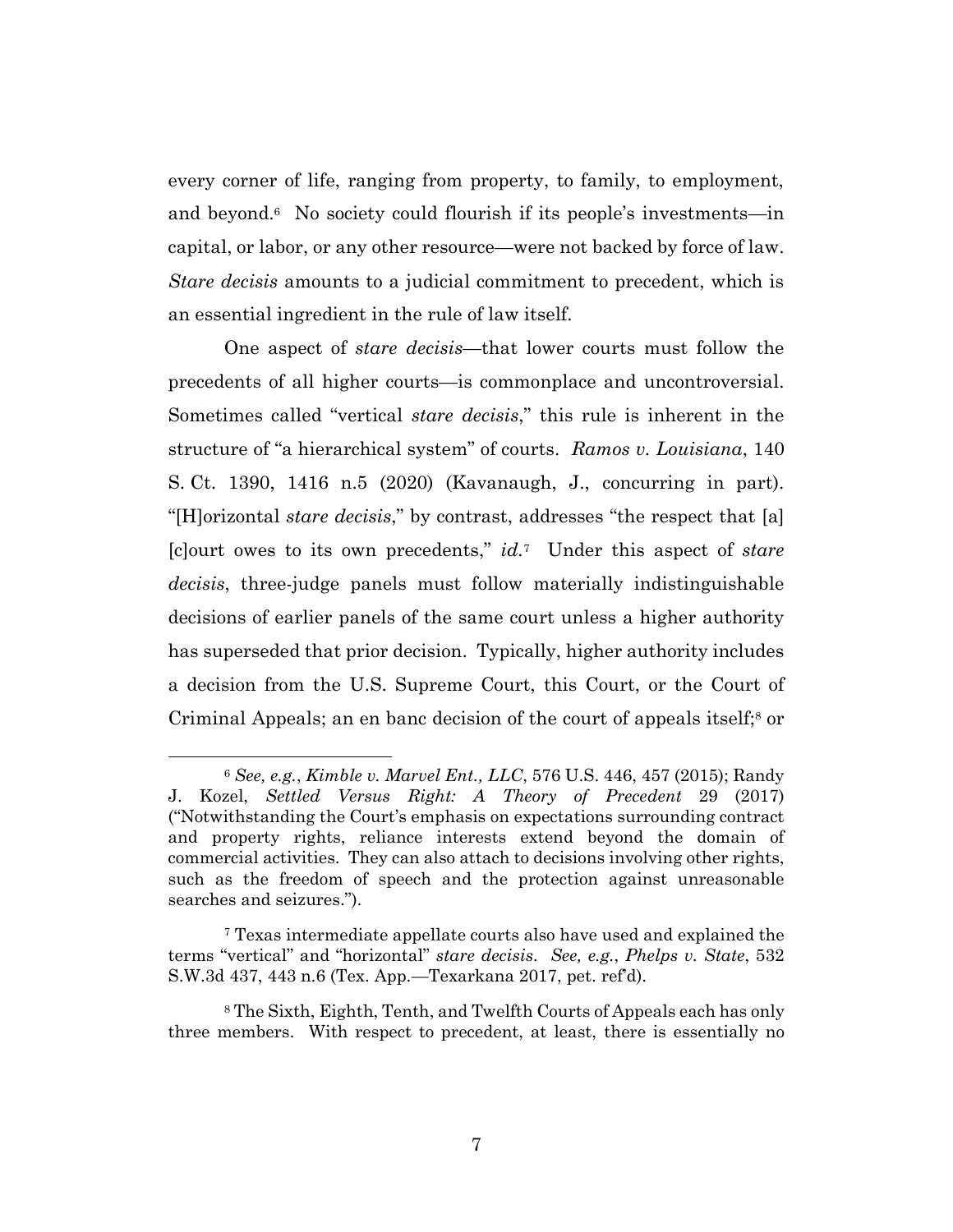every corner of life, ranging from property, to family, to employment, and beyond.[6] No society could flourish if its people's investments—in capital, or labor, or any other resource—were not backed by force of law. *Stare decisis* amounts to a judicial commitment to precedent, which is an essential ingredient in the rule of law itself.

One aspect of *stare decisis*—that lower courts must follow the precedents of all higher courts—is commonplace and uncontroversial. Sometimes called "vertical *stare decisis*," this rule is inherent in the structure of "a hierarchical system" of courts. *Ramos v. Louisiana*, 140 S. Ct. 1390, 1416 n.5 (2020) (Kavanaugh, J., concurring in part). "[H]orizontal *stare decisis*," by contrast, addresses "the respect that [a] [c]ourt owes to its own precedents," *id.*[7] Under this aspect of *stare decisis*, three-judge panels must follow materially indistinguishable decisions of earlier panels of the same court unless a higher authority has superseded that prior decision. Typically, higher authority includes a decision from the U.S. Supreme Court, this Court, or the Court of Criminal Appeals; an en banc decision of the court of appeals itself;[8] or

---

[6] *See, e.g.*, *Kimble v. Marvel Ent., LLC*, 576 U.S. 446, 457 (2015); Randy J. Kozel, *Settled Versus Right: A Theory of Precedent* 29 (2017) ("Notwithstanding the Court's emphasis on expectations surrounding contract and property rights, reliance interests extend beyond the domain of commercial activities. They can also attach to decisions involving other rights, such as the freedom of speech and the protection against unreasonable searches and seizures.").

[7] Texas intermediate appellate courts also have used and explained the terms "vertical" and "horizontal" *stare decisis*. *See, e.g.*, *Phelps v. State*, 532 S.W.3d 437, 443 n.6 (Tex. App.—Texarkana 2017, pet. ref'd).

[8] The Sixth, Eighth, Tenth, and Twelfth Courts of Appeals each has only three members. With respect to precedent, at least, there is essentially no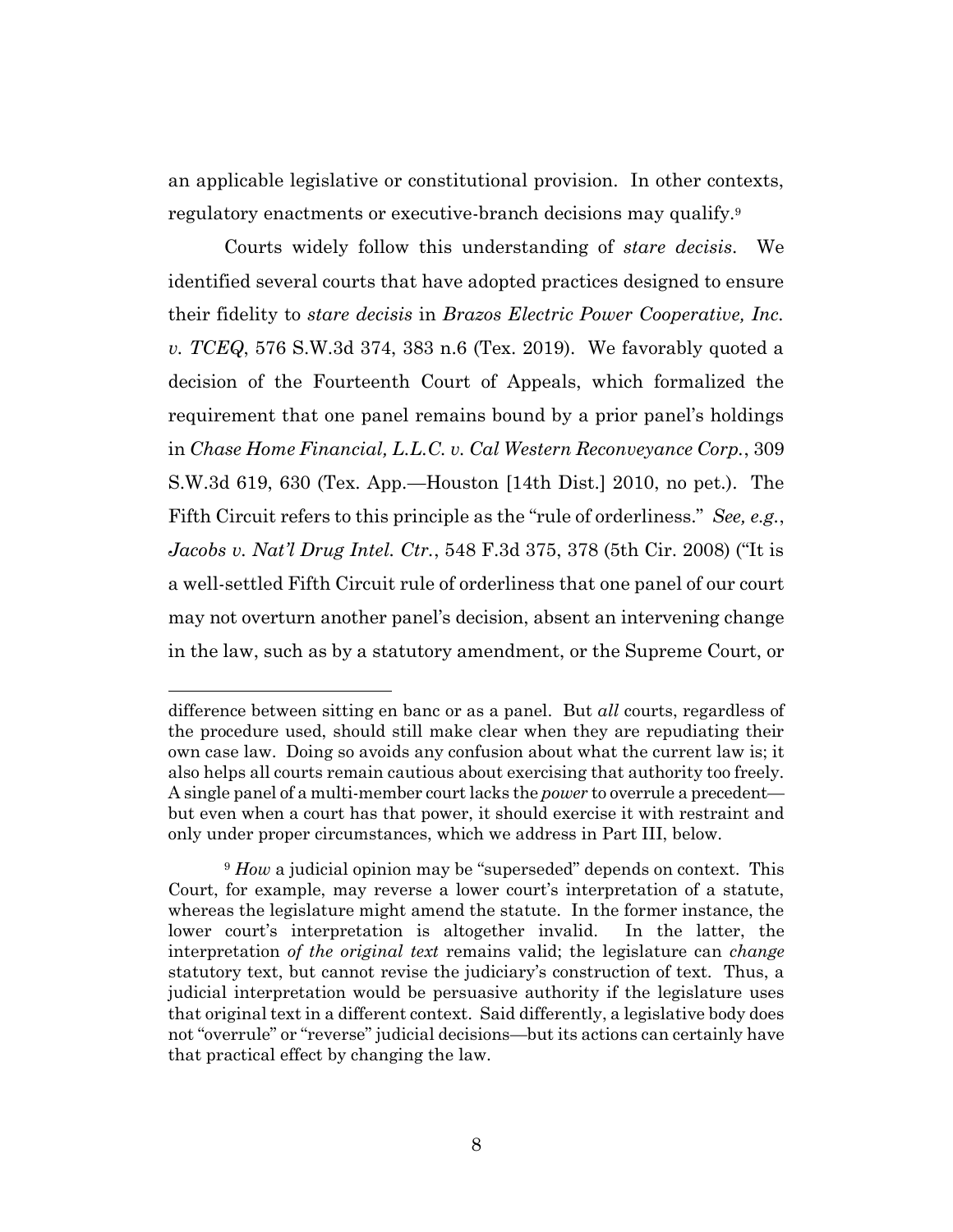an applicable legislative or constitutional provision. In other contexts, regulatory enactments or executive-branch decisions may qualify.[9]

Courts widely follow this understanding of *stare decisis*. We identified several courts that have adopted practices designed to ensure their fidelity to *stare decisis* in *Brazos Electric Power Cooperative, Inc. v. TCEQ*, 576 S.W.3d 374, 383 n.6 (Tex. 2019). We favorably quoted a decision of the Fourteenth Court of Appeals, which formalized the requirement that one panel remains bound by a prior panel's holdings in *Chase Home Financial, L.L.C. v. Cal Western Reconveyance Corp.*, 309 S.W.3d 619, 630 (Tex. App.—Houston [14th Dist.] 2010, no pet.). The Fifth Circuit refers to this principle as the "rule of orderliness." *See, e.g.*, *Jacobs v. Nat'l Drug Intel. Ctr.*, 548 F.3d 375, 378 (5th Cir. 2008) ("It is a well-settled Fifth Circuit rule of orderliness that one panel of our court may not overturn another panel's decision, absent an intervening change in the law, such as by a statutory amendment, or the Supreme Court, or

---

difference between sitting en banc or as a panel. But *all* courts, regardless of the procedure used, should still make clear when they are repudiating their own case law. Doing so avoids any confusion about what the current law is; it also helps all courts remain cautious about exercising that authority too freely. A single panel of a multi-member court lacks the *power* to overrule a precedent—but even when a court has that power, it should exercise it with restraint and only under proper circumstances, which we address in Part III, below.

[9] *How* a judicial opinion may be "superseded" depends on context. This Court, for example, may reverse a lower court's interpretation of a statute, whereas the legislature might amend the statute. In the former instance, the lower court's interpretation is altogether invalid. In the latter, the interpretation *of the original text* remains valid; the legislature can *change* statutory text, but cannot revise the judiciary's construction of text. Thus, a judicial interpretation would be persuasive authority if the legislature uses that original text in a different context. Said differently, a legislative body does not "overrule" or "reverse" judicial decisions—but its actions can certainly have that practical effect by changing the law.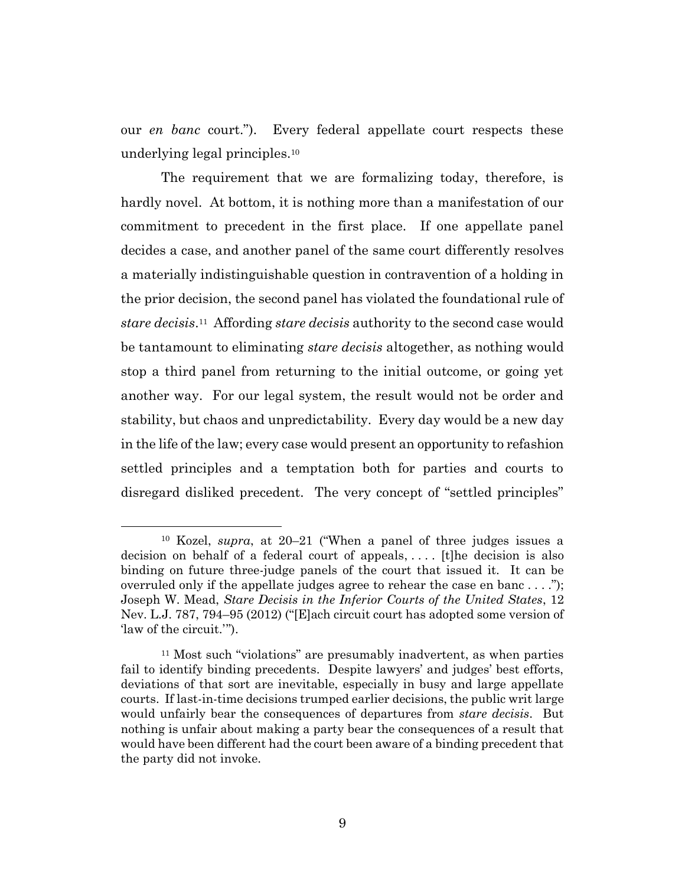our *en banc* court."). Every federal appellate court respects these underlying legal principles.[10]

The requirement that we are formalizing today, therefore, is hardly novel. At bottom, it is nothing more than a manifestation of our commitment to precedent in the first place. If one appellate panel decides a case, and another panel of the same court differently resolves a materially indistinguishable question in contravention of a holding in the prior decision, the second panel has violated the foundational rule of *stare decisis*.[11] Affording *stare decisis* authority to the second case would be tantamount to eliminating *stare decisis* altogether, as nothing would stop a third panel from returning to the initial outcome, or going yet another way. For our legal system, the result would not be order and stability, but chaos and unpredictability. Every day would be a new day in the life of the law; every case would present an opportunity to refashion settled principles and a temptation both for parties and courts to disregard disliked precedent. The very concept of "settled principles"

---

[10] Kozel, *supra*, at 20–21 ("When a panel of three judges issues a decision on behalf of a federal court of appeals, . . . . [t]he decision is also binding on future three-judge panels of the court that issued it. It can be overruled only if the appellate judges agree to rehear the case en banc . . . ."); Joseph W. Mead, *Stare Decisis in the Inferior Courts of the United States*, 12 Nev. L.J. 787, 794–95 (2012) ("[E]ach circuit court has adopted some version of 'law of the circuit.'").

[11] Most such "violations" are presumably inadvertent, as when parties fail to identify binding precedents. Despite lawyers' and judges' best efforts, deviations of that sort are inevitable, especially in busy and large appellate courts. If last-in-time decisions trumped earlier decisions, the public writ large would unfairly bear the consequences of departures from *stare decisis*. But nothing is unfair about making a party bear the consequences of a result that would have been different had the court been aware of a binding precedent that the party did not invoke.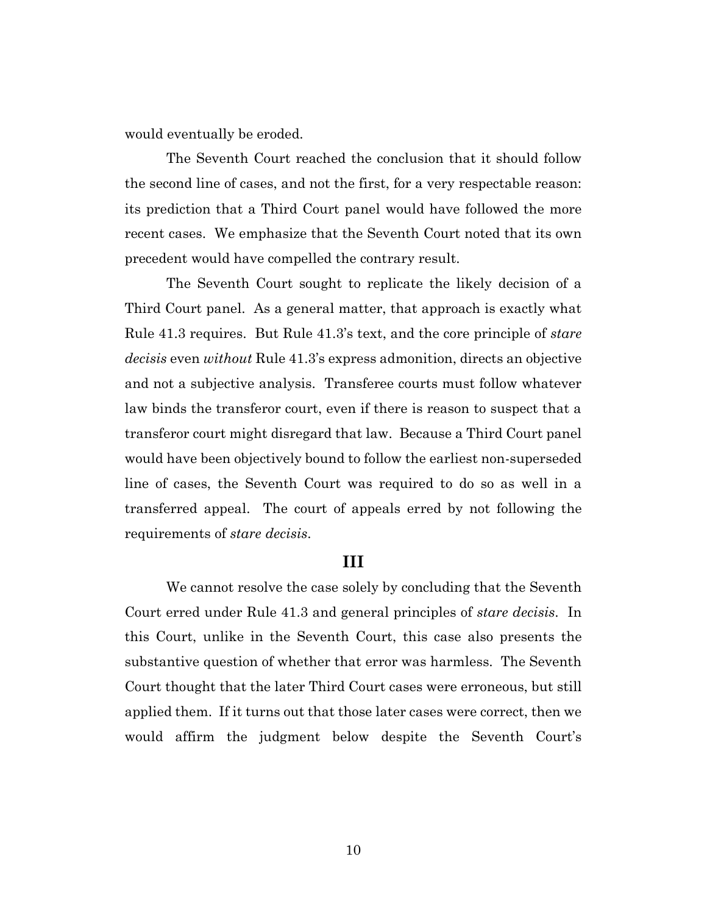would eventually be eroded.

The Seventh Court reached the conclusion that it should follow the second line of cases, and not the first, for a very respectable reason: its prediction that a Third Court panel would have followed the more recent cases. We emphasize that the Seventh Court noted that its own precedent would have compelled the contrary result.

The Seventh Court sought to replicate the likely decision of a Third Court panel. As a general matter, that approach is exactly what Rule 41.3 requires. But Rule 41.3's text, and the core principle of *stare decisis* even *without* Rule 41.3's express admonition, directs an objective and not a subjective analysis. Transferee courts must follow whatever law binds the transferor court, even if there is reason to suspect that a transferor court might disregard that law. Because a Third Court panel would have been objectively bound to follow the earliest non-superseded line of cases, the Seventh Court was required to do so as well in a transferred appeal. The court of appeals erred by not following the requirements of *stare decisis*.

## III

We cannot resolve the case solely by concluding that the Seventh Court erred under Rule 41.3 and general principles of *stare decisis*. In this Court, unlike in the Seventh Court, this case also presents the substantive question of whether that error was harmless. The Seventh Court thought that the later Third Court cases were erroneous, but still applied them. If it turns out that those later cases were correct, then we would affirm the judgment below despite the Seventh Court's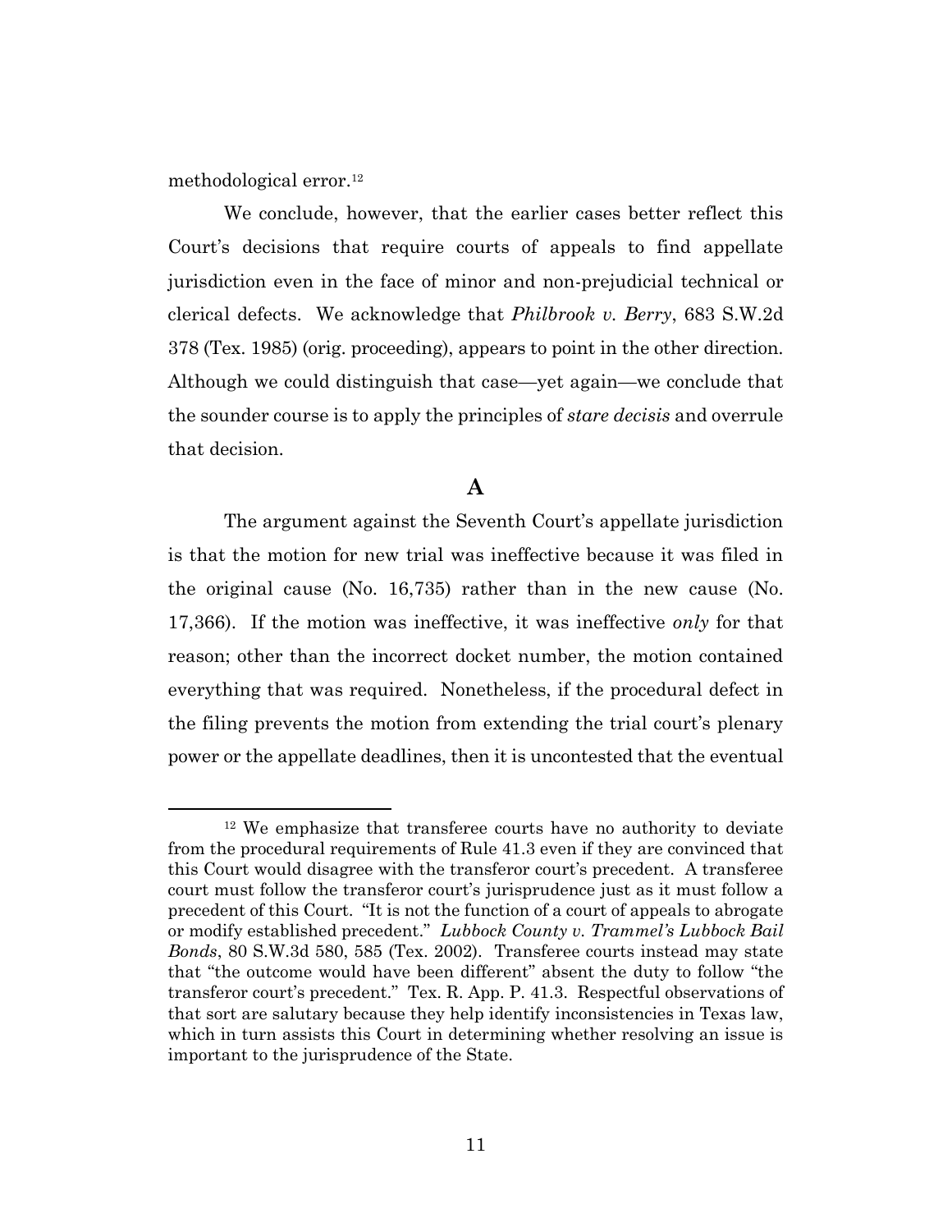methodological error.[12]

We conclude, however, that the earlier cases better reflect this Court's decisions that require courts of appeals to find appellate jurisdiction even in the face of minor and non-prejudicial technical or clerical defects. We acknowledge that *Philbrook v. Berry*, 683 S.W.2d 378 (Tex. 1985) (orig. proceeding), appears to point in the other direction. Although we could distinguish that case—yet again—we conclude that the sounder course is to apply the principles of *stare decisis* and overrule that decision.

## A

The argument against the Seventh Court's appellate jurisdiction is that the motion for new trial was ineffective because it was filed in the original cause (No. 16,735) rather than in the new cause (No. 17,366). If the motion was ineffective, it was ineffective *only* for that reason; other than the incorrect docket number, the motion contained everything that was required. Nonetheless, if the procedural defect in the filing prevents the motion from extending the trial court's plenary power or the appellate deadlines, then it is uncontested that the eventual

[12] We emphasize that transferee courts have no authority to deviate from the procedural requirements of Rule 41.3 even if they are convinced that this Court would disagree with the transferor court's precedent. A transferee court must follow the transferor court's jurisprudence just as it must follow a precedent of this Court. "It is not the function of a court of appeals to abrogate or modify established precedent." *Lubbock County v. Trammel's Lubbock Bail Bonds*, 80 S.W.3d 580, 585 (Tex. 2002). Transferee courts instead may state that "the outcome would have been different" absent the duty to follow "the transferor court's precedent." Tex. R. App. P. 41.3. Respectful observations of that sort are salutary because they help identify inconsistencies in Texas law, which in turn assists this Court in determining whether resolving an issue is important to the jurisprudence of the State.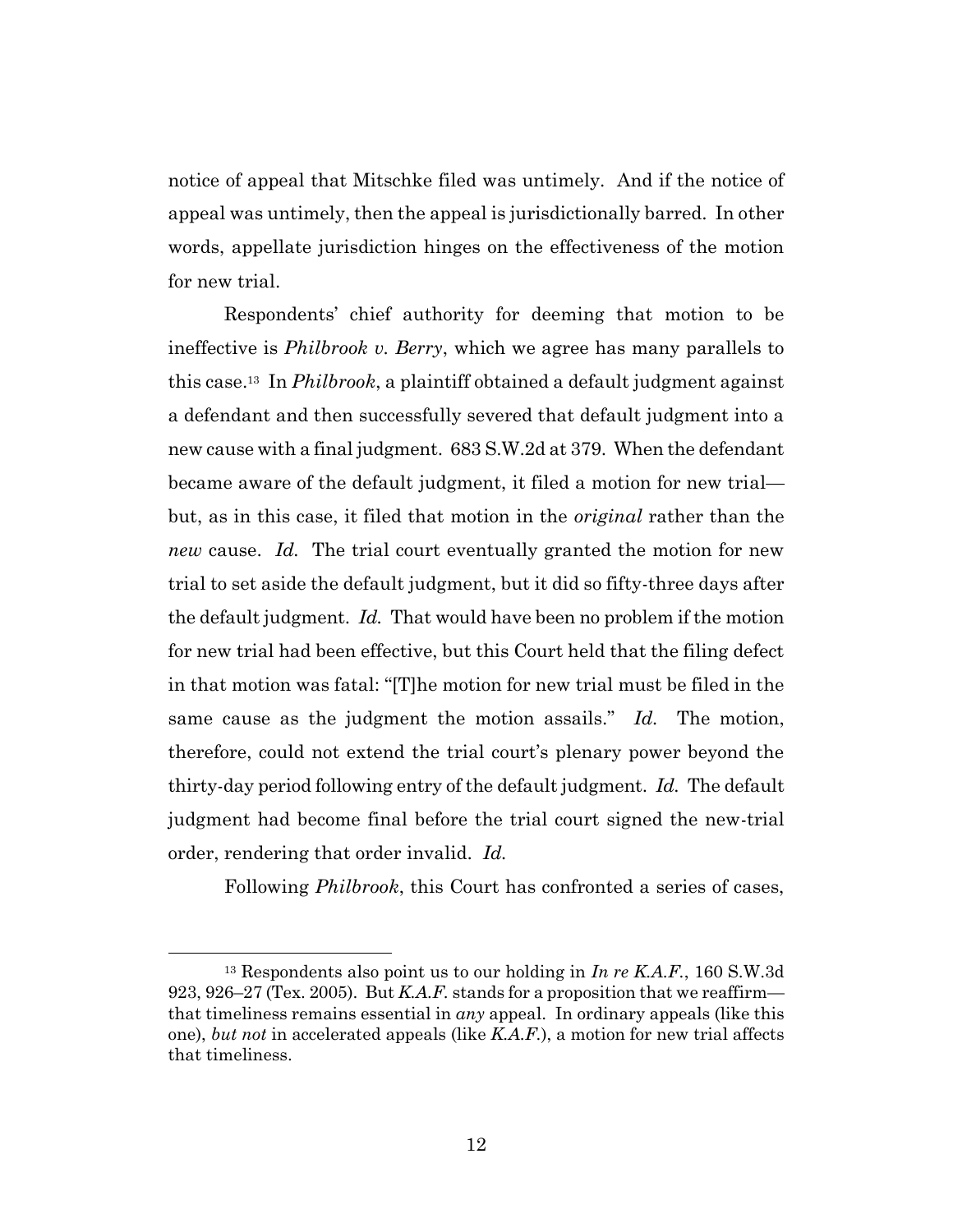notice of appeal that Mitschke filed was untimely. And if the notice of appeal was untimely, then the appeal is jurisdictionally barred. In other words, appellate jurisdiction hinges on the effectiveness of the motion for new trial.

Respondents' chief authority for deeming that motion to be ineffective is *Philbrook v. Berry*, which we agree has many parallels to this case.[13] In *Philbrook*, a plaintiff obtained a default judgment against a defendant and then successfully severed that default judgment into a new cause with a final judgment. 683 S.W.2d at 379. When the defendant became aware of the default judgment, it filed a motion for new trial—but, as in this case, it filed that motion in the *original* rather than the *new* cause. *Id.* The trial court eventually granted the motion for new trial to set aside the default judgment, but it did so fifty-three days after the default judgment. *Id.* That would have been no problem if the motion for new trial had been effective, but this Court held that the filing defect in that motion was fatal: "[T]he motion for new trial must be filed in the same cause as the judgment the motion assails." *Id.* The motion, therefore, could not extend the trial court's plenary power beyond the thirty-day period following entry of the default judgment. *Id.* The default judgment had become final before the trial court signed the new-trial order, rendering that order invalid. *Id.*

Following *Philbrook*, this Court has confronted a series of cases,

---

[13] Respondents also point us to our holding in *In re K.A.F.*, 160 S.W.3d 923, 926–27 (Tex. 2005). But *K.A.F.* stands for a proposition that we reaffirm—that timeliness remains essential in *any* appeal. In ordinary appeals (like this one), *but not* in accelerated appeals (like *K.A.F.*), a motion for new trial affects that timeliness.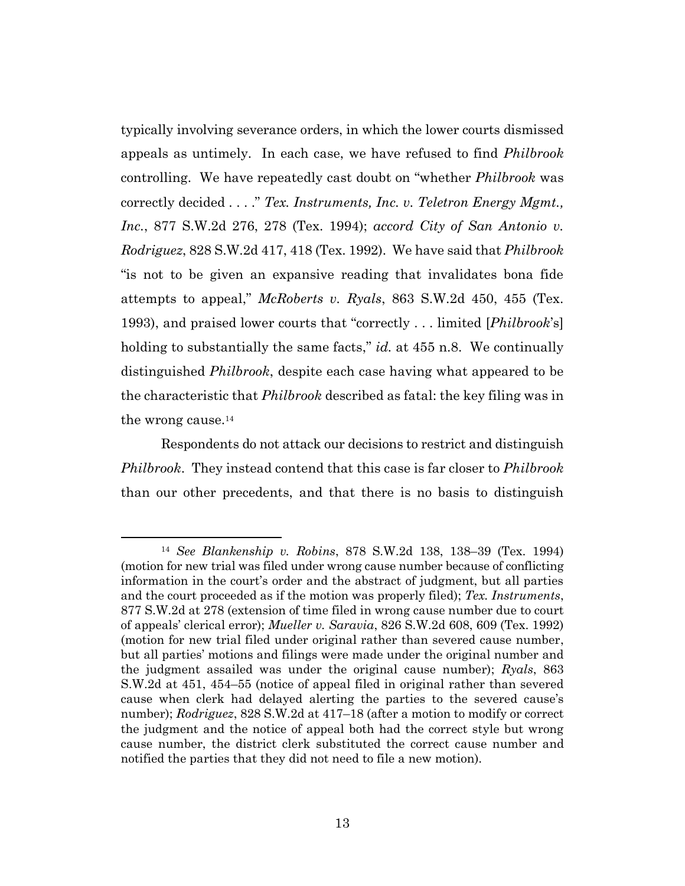typically involving severance orders, in which the lower courts dismissed appeals as untimely. In each case, we have refused to find *Philbrook* controlling. We have repeatedly cast doubt on "whether *Philbrook* was correctly decided . . . ." *Tex. Instruments, Inc. v. Teletron Energy Mgmt., Inc.*, 877 S.W.2d 276, 278 (Tex. 1994); *accord City of San Antonio v. Rodriguez*, 828 S.W.2d 417, 418 (Tex. 1992). We have said that *Philbrook* "is not to be given an expansive reading that invalidates bona fide attempts to appeal," *McRoberts v. Ryals*, 863 S.W.2d 450, 455 (Tex. 1993), and praised lower courts that "correctly . . . limited [*Philbrook*'s] holding to substantially the same facts," *id.* at 455 n.8. We continually distinguished *Philbrook*, despite each case having what appeared to be the characteristic that *Philbrook* described as fatal: the key filing was in the wrong cause.[14]

Respondents do not attack our decisions to restrict and distinguish *Philbrook*. They instead contend that this case is far closer to *Philbrook* than our other precedents, and that there is no basis to distinguish

---

[14] *See Blankenship v. Robins*, 878 S.W.2d 138, 138–39 (Tex. 1994) (motion for new trial was filed under wrong cause number because of conflicting information in the court's order and the abstract of judgment, but all parties and the court proceeded as if the motion was properly filed); *Tex. Instruments*, 877 S.W.2d at 278 (extension of time filed in wrong cause number due to court of appeals' clerical error); *Mueller v. Saravia*, 826 S.W.2d 608, 609 (Tex. 1992) (motion for new trial filed under original rather than severed cause number, but all parties' motions and filings were made under the original number and the judgment assailed was under the original cause number); *Ryals*, 863 S.W.2d at 451, 454–55 (notice of appeal filed in original rather than severed cause when clerk had delayed alerting the parties to the severed cause's number); *Rodriguez*, 828 S.W.2d at 417–18 (after a motion to modify or correct the judgment and the notice of appeal both had the correct style but wrong cause number, the district clerk substituted the correct cause number and notified the parties that they did not need to file a new motion).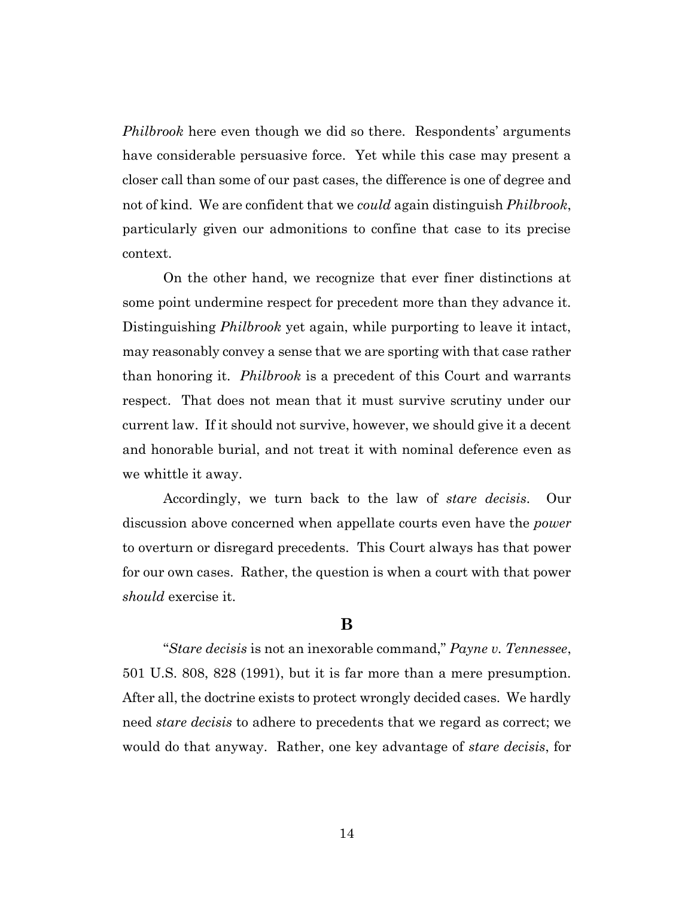*Philbrook* here even though we did so there. Respondents' arguments have considerable persuasive force. Yet while this case may present a closer call than some of our past cases, the difference is one of degree and not of kind. We are confident that we *could* again distinguish *Philbrook*, particularly given our admonitions to confine that case to its precise context.

On the other hand, we recognize that ever finer distinctions at some point undermine respect for precedent more than they advance it. Distinguishing *Philbrook* yet again, while purporting to leave it intact, may reasonably convey a sense that we are sporting with that case rather than honoring it. *Philbrook* is a precedent of this Court and warrants respect. That does not mean that it must survive scrutiny under our current law. If it should not survive, however, we should give it a decent and honorable burial, and not treat it with nominal deference even as we whittle it away.

Accordingly, we turn back to the law of *stare decisis*. Our discussion above concerned when appellate courts even have the *power* to overturn or disregard precedents. This Court always has that power for our own cases. Rather, the question is when a court with that power *should* exercise it.

## B

"*Stare decisis* is not an inexorable command," *Payne v. Tennessee*, 501 U.S. 808, 828 (1991), but it is far more than a mere presumption. After all, the doctrine exists to protect wrongly decided cases. We hardly need *stare decisis* to adhere to precedents that we regard as correct; we would do that anyway. Rather, one key advantage of *stare decisis*, for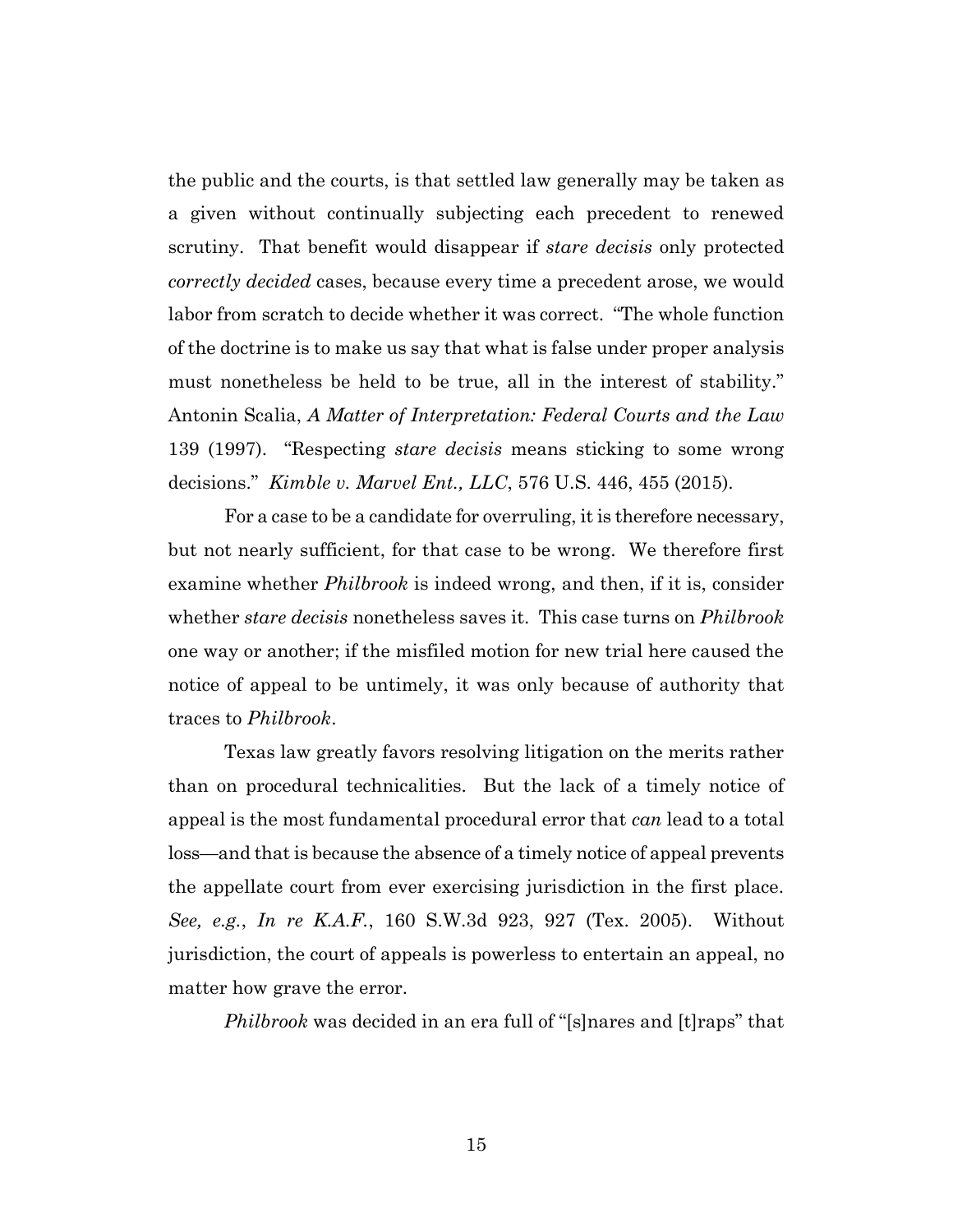the public and the courts, is that settled law generally may be taken as a given without continually subjecting each precedent to renewed scrutiny. That benefit would disappear if *stare decisis* only protected *correctly decided* cases, because every time a precedent arose, we would labor from scratch to decide whether it was correct. "The whole function of the doctrine is to make us say that what is false under proper analysis must nonetheless be held to be true, all in the interest of stability." Antonin Scalia, *A Matter of Interpretation: Federal Courts and the Law* 139 (1997). "Respecting *stare decisis* means sticking to some wrong decisions." *Kimble v. Marvel Ent., LLC*, 576 U.S. 446, 455 (2015).

For a case to be a candidate for overruling, it is therefore necessary, but not nearly sufficient, for that case to be wrong. We therefore first examine whether *Philbrook* is indeed wrong, and then, if it is, consider whether *stare decisis* nonetheless saves it. This case turns on *Philbrook* one way or another; if the misfiled motion for new trial here caused the notice of appeal to be untimely, it was only because of authority that traces to *Philbrook*.

Texas law greatly favors resolving litigation on the merits rather than on procedural technicalities. But the lack of a timely notice of appeal is the most fundamental procedural error that *can* lead to a total loss—and that is because the absence of a timely notice of appeal prevents the appellate court from ever exercising jurisdiction in the first place. *See, e.g.*, *In re K.A.F.*, 160 S.W.3d 923, 927 (Tex. 2005). Without jurisdiction, the court of appeals is powerless to entertain an appeal, no matter how grave the error.

*Philbrook* was decided in an era full of "[s]nares and [t]raps" that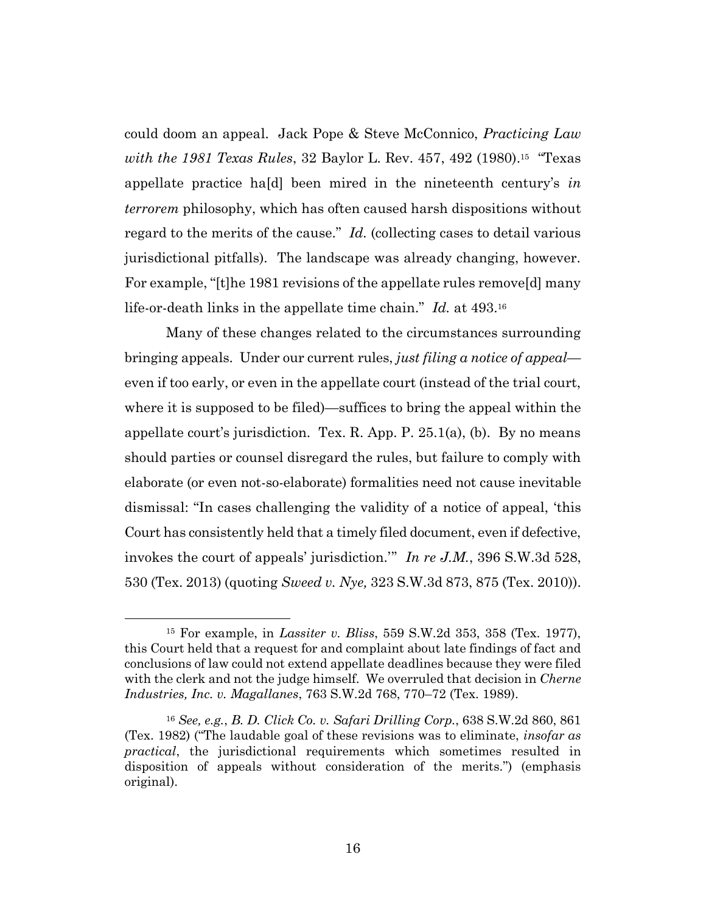could doom an appeal. Jack Pope & Steve McConnico, *Practicing Law with the 1981 Texas Rules*, 32 Baylor L. Rev. 457, 492 (1980).[15] "Texas appellate practice ha[d] been mired in the nineteenth century's *in terrorem* philosophy, which has often caused harsh dispositions without regard to the merits of the cause." *Id.* (collecting cases to detail various jurisdictional pitfalls). The landscape was already changing, however. For example, "[t]he 1981 revisions of the appellate rules remove[d] many life-or-death links in the appellate time chain." *Id.* at 493.[16]

Many of these changes related to the circumstances surrounding bringing appeals. Under our current rules, *just filing a notice of appeal*—even if too early, or even in the appellate court (instead of the trial court, where it is supposed to be filed)—suffices to bring the appeal within the appellate court's jurisdiction. Tex. R. App. P. 25.1(a), (b). By no means should parties or counsel disregard the rules, but failure to comply with elaborate (or even not-so-elaborate) formalities need not cause inevitable dismissal: "In cases challenging the validity of a notice of appeal, 'this Court has consistently held that a timely filed document, even if defective, invokes the court of appeals' jurisdiction.'" *In re J.M.*, 396 S.W.3d 528, 530 (Tex. 2013) (quoting *Sweed v. Nye,* 323 S.W.3d 873, 875 (Tex. 2010)).

---

[15] For example, in *Lassiter v. Bliss*, 559 S.W.2d 353, 358 (Tex. 1977), this Court held that a request for and complaint about late findings of fact and conclusions of law could not extend appellate deadlines because they were filed with the clerk and not the judge himself. We overruled that decision in *Cherne Industries, Inc. v. Magallanes*, 763 S.W.2d 768, 770–72 (Tex. 1989).

[16] *See, e.g.*, *B. D. Click Co. v. Safari Drilling Corp.*, 638 S.W.2d 860, 861 (Tex. 1982) ("The laudable goal of these revisions was to eliminate, *insofar as practical*, the jurisdictional requirements which sometimes resulted in disposition of appeals without consideration of the merits.") (emphasis original).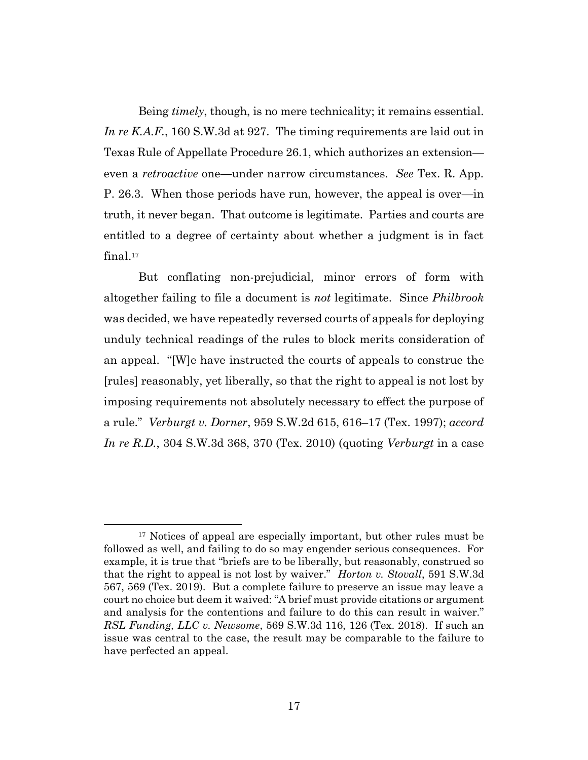Being *timely*, though, is no mere technicality; it remains essential. *In re K.A.F.*, 160 S.W.3d at 927. The timing requirements are laid out in Texas Rule of Appellate Procedure 26.1, which authorizes an extension—even a *retroactive* one—under narrow circumstances. *See* Tex. R. App. P. 26.3. When those periods have run, however, the appeal is over—in truth, it never began. That outcome is legitimate. Parties and courts are entitled to a degree of certainty about whether a judgment is in fact final.[17]

But conflating non-prejudicial, minor errors of form with altogether failing to file a document is *not* legitimate. Since *Philbrook* was decided, we have repeatedly reversed courts of appeals for deploying unduly technical readings of the rules to block merits consideration of an appeal. "[W]e have instructed the courts of appeals to construe the [rules] reasonably, yet liberally, so that the right to appeal is not lost by imposing requirements not absolutely necessary to effect the purpose of a rule." *Verburgt v. Dorner*, 959 S.W.2d 615, 616–17 (Tex. 1997); *accord In re R.D.*, 304 S.W.3d 368, 370 (Tex. 2010) (quoting *Verburgt* in a case

[17] Notices of appeal are especially important, but other rules must be followed as well, and failing to do so may engender serious consequences. For example, it is true that "briefs are to be liberally, but reasonably, construed so that the right to appeal is not lost by waiver." *Horton v. Stovall*, 591 S.W.3d 567, 569 (Tex. 2019). But a complete failure to preserve an issue may leave a court no choice but deem it waived: "A brief must provide citations or argument and analysis for the contentions and failure to do this can result in waiver." *RSL Funding, LLC v. Newsome*, 569 S.W.3d 116, 126 (Tex. 2018). If such an issue was central to the case, the result may be comparable to the failure to have perfected an appeal.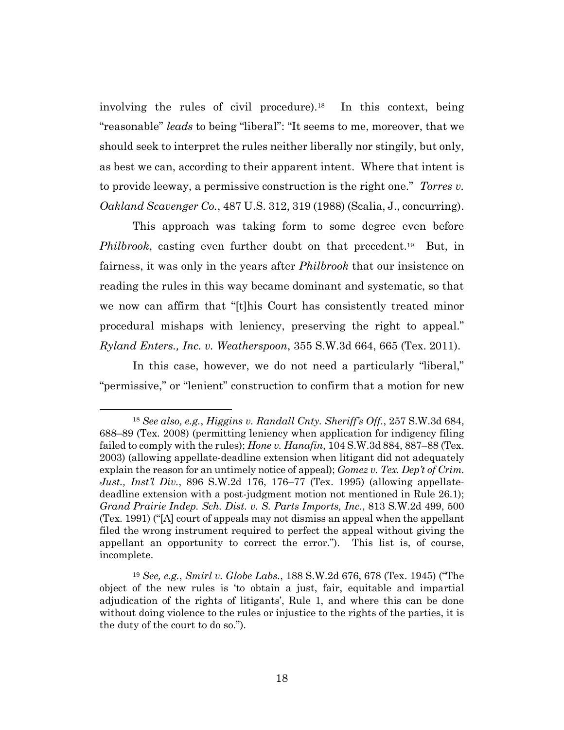involving the rules of civil procedure).[18] In this context, being "reasonable" *leads* to being "liberal": "It seems to me, moreover, that we should seek to interpret the rules neither liberally nor stingily, but only, as best we can, according to their apparent intent. Where that intent is to provide leeway, a permissive construction is the right one." *Torres v. Oakland Scavenger Co.*, 487 U.S. 312, 319 (1988) (Scalia, J., concurring).

This approach was taking form to some degree even before *Philbrook*, casting even further doubt on that precedent.[19] But, in fairness, it was only in the years after *Philbrook* that our insistence on reading the rules in this way became dominant and systematic, so that we now can affirm that "[t]his Court has consistently treated minor procedural mishaps with leniency, preserving the right to appeal." *Ryland Enters., Inc. v. Weatherspoon*, 355 S.W.3d 664, 665 (Tex. 2011).

In this case, however, we do not need a particularly "liberal," "permissive," or "lenient" construction to confirm that a motion for new

---

[18] *See also, e.g.*, *Higgins v. Randall Cnty. Sheriff's Off.*, 257 S.W.3d 684, 688–89 (Tex. 2008) (permitting leniency when application for indigency filing failed to comply with the rules); *Hone v. Hanafin*, 104 S.W.3d 884, 887–88 (Tex. 2003) (allowing appellate-deadline extension when litigant did not adequately explain the reason for an untimely notice of appeal); *Gomez v. Tex. Dep't of Crim. Just., Inst'l Div.*, 896 S.W.2d 176, 176–77 (Tex. 1995) (allowing appellate-deadline extension with a post-judgment motion not mentioned in Rule 26.1); *Grand Prairie Indep. Sch. Dist. v. S. Parts Imports, Inc.*, 813 S.W.2d 499, 500 (Tex. 1991) ("[A] court of appeals may not dismiss an appeal when the appellant filed the wrong instrument required to perfect the appeal without giving the appellant an opportunity to correct the error."). This list is, of course, incomplete.

[19] *See, e.g.*, *Smirl v. Globe Labs.*, 188 S.W.2d 676, 678 (Tex. 1945) ("The object of the new rules is 'to obtain a just, fair, equitable and impartial adjudication of the rights of litigants', Rule 1, and where this can be done without doing violence to the rules or injustice to the rights of the parties, it is the duty of the court to do so.").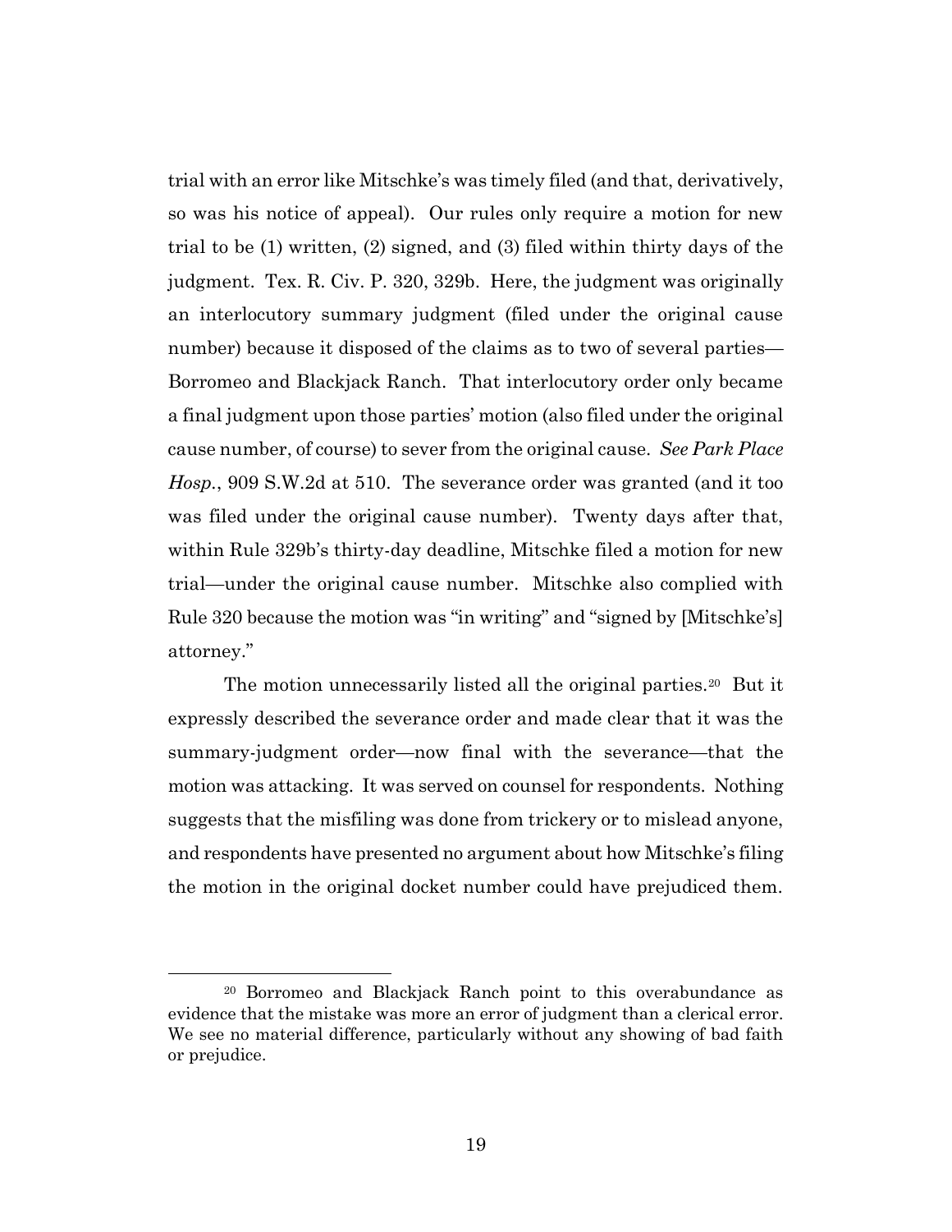trial with an error like Mitschke's was timely filed (and that, derivatively, so was his notice of appeal). Our rules only require a motion for new trial to be (1) written, (2) signed, and (3) filed within thirty days of the judgment. Tex. R. Civ. P. 320, 329b. Here, the judgment was originally an interlocutory summary judgment (filed under the original cause number) because it disposed of the claims as to two of several parties—Borromeo and Blackjack Ranch. That interlocutory order only became a final judgment upon those parties' motion (also filed under the original cause number, of course) to sever from the original cause. *See Park Place Hosp.*, 909 S.W.2d at 510. The severance order was granted (and it too was filed under the original cause number). Twenty days after that, within Rule 329b's thirty-day deadline, Mitschke filed a motion for new trial—under the original cause number. Mitschke also complied with Rule 320 because the motion was "in writing" and "signed by [Mitschke's] attorney."

The motion unnecessarily listed all the original parties.[20] But it expressly described the severance order and made clear that it was the summary-judgment order—now final with the severance—that the motion was attacking. It was served on counsel for respondents. Nothing suggests that the misfiling was done from trickery or to mislead anyone, and respondents have presented no argument about how Mitschke's filing the motion in the original docket number could have prejudiced them.

[20] Borromeo and Blackjack Ranch point to this overabundance as evidence that the mistake was more an error of judgment than a clerical error. We see no material difference, particularly without any showing of bad faith or prejudice.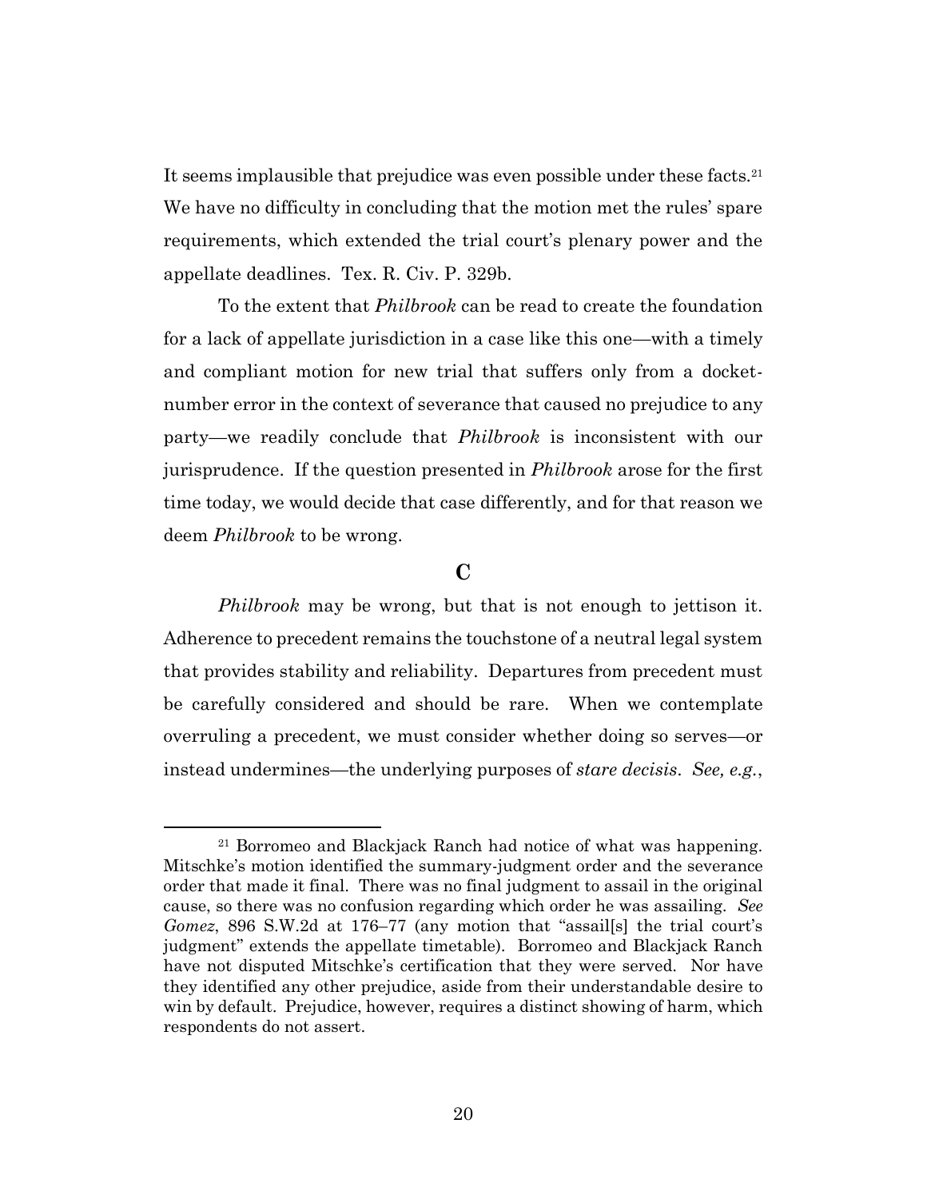It seems implausible that prejudice was even possible under these facts.[21] We have no difficulty in concluding that the motion met the rules' spare requirements, which extended the trial court's plenary power and the appellate deadlines. Tex. R. Civ. P. 329b.

To the extent that *Philbrook* can be read to create the foundation for a lack of appellate jurisdiction in a case like this one—with a timely and compliant motion for new trial that suffers only from a docket-number error in the context of severance that caused no prejudice to any party—we readily conclude that *Philbrook* is inconsistent with our jurisprudence. If the question presented in *Philbrook* arose for the first time today, we would decide that case differently, and for that reason we deem *Philbrook* to be wrong.

### C

*Philbrook* may be wrong, but that is not enough to jettison it. Adherence to precedent remains the touchstone of a neutral legal system that provides stability and reliability. Departures from precedent must be carefully considered and should be rare. When we contemplate overruling a precedent, we must consider whether doing so serves—or instead undermines—the underlying purposes of *stare decisis*. *See, e.g.*,

---

[21] Borromeo and Blackjack Ranch had notice of what was happening. Mitschke's motion identified the summary-judgment order and the severance order that made it final. There was no final judgment to assail in the original cause, so there was no confusion regarding which order he was assailing. *See Gomez*, 896 S.W.2d at 176–77 (any motion that "assail[s] the trial court's judgment" extends the appellate timetable). Borromeo and Blackjack Ranch have not disputed Mitschke's certification that they were served. Nor have they identified any other prejudice, aside from their understandable desire to win by default. Prejudice, however, requires a distinct showing of harm, which respondents do not assert.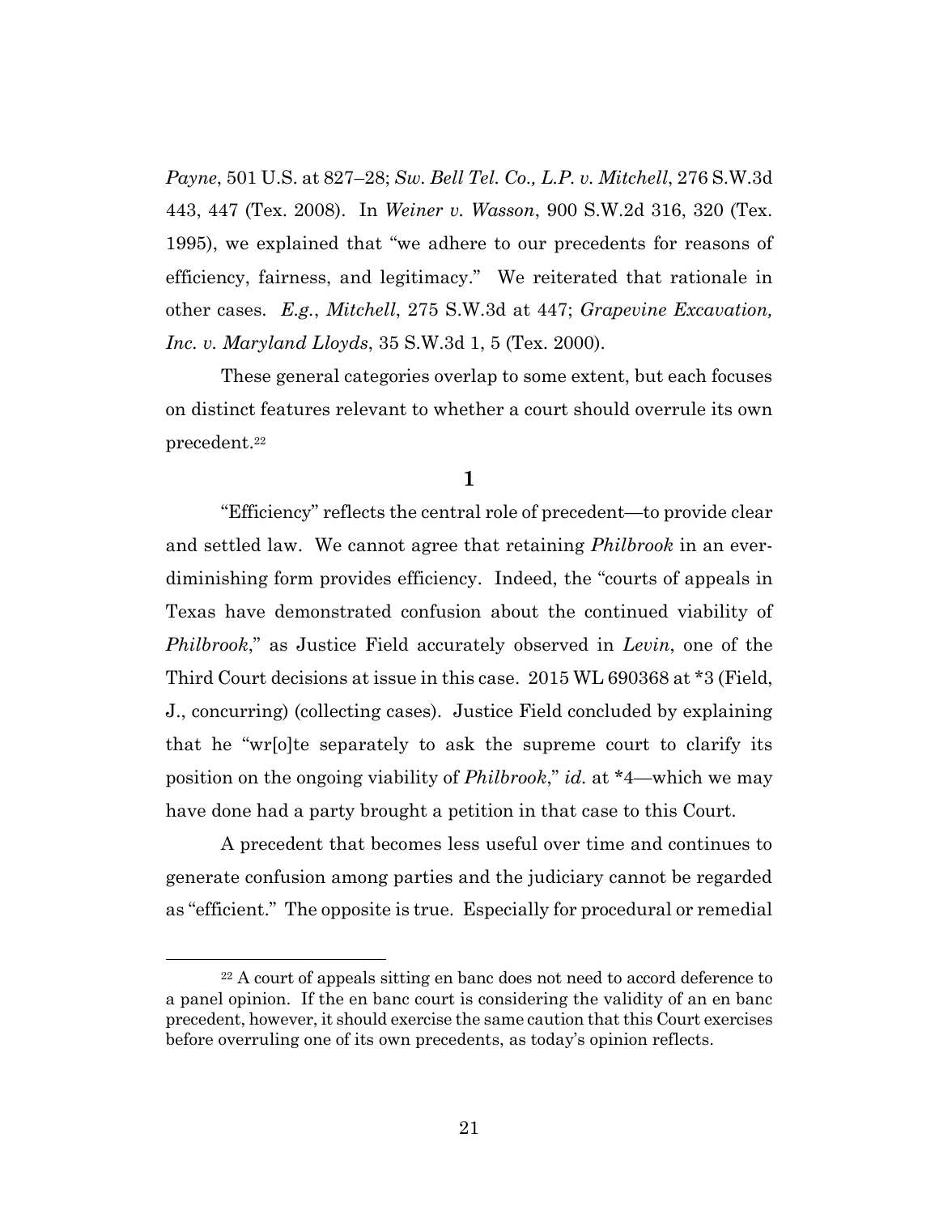*Payne*, 501 U.S. at 827–28; *Sw. Bell Tel. Co., L.P. v. Mitchell*, 276 S.W.3d 443, 447 (Tex. 2008). In *Weiner v. Wasson*, 900 S.W.2d 316, 320 (Tex. 1995), we explained that "we adhere to our precedents for reasons of efficiency, fairness, and legitimacy." We reiterated that rationale in other cases. *E.g.*, *Mitchell*, 275 S.W.3d at 447; *Grapevine Excavation, Inc. v. Maryland Lloyds*, 35 S.W.3d 1, 5 (Tex. 2000).

These general categories overlap to some extent, but each focuses on distinct features relevant to whether a court should overrule its own precedent.[22]

**1**

"Efficiency" reflects the central role of precedent—to provide clear and settled law. We cannot agree that retaining *Philbrook* in an ever-diminishing form provides efficiency. Indeed, the "courts of appeals in Texas have demonstrated confusion about the continued viability of *Philbrook*," as Justice Field accurately observed in *Levin*, one of the Third Court decisions at issue in this case. 2015 WL 690368 at *3 (Field, J., concurring) (collecting cases). Justice Field concluded by explaining that he "wr[o]te separately to ask the supreme court to clarify its position on the ongoing viability of *Philbrook*," *id.* at *4—which we may have done had a party brought a petition in that case to this Court.

A precedent that becomes less useful over time and continues to generate confusion among parties and the judiciary cannot be regarded as "efficient." The opposite is true. Especially for procedural or remedial

---

[22] A court of appeals sitting en banc does not need to accord deference to a panel opinion. If the en banc court is considering the validity of an en banc precedent, however, it should exercise the same caution that this Court exercises before overruling one of its own precedents, as today's opinion reflects.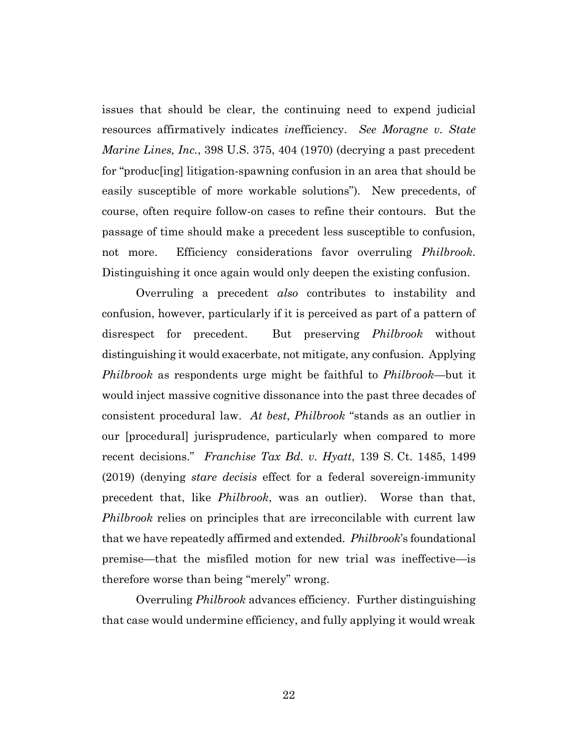issues that should be clear, the continuing need to expend judicial resources affirmatively indicates *in*efficiency. *See Moragne v. State Marine Lines, Inc.*, 398 U.S. 375, 404 (1970) (decrying a past precedent for "produc[ing] litigation-spawning confusion in an area that should be easily susceptible of more workable solutions"). New precedents, of course, often require follow-on cases to refine their contours. But the passage of time should make a precedent less susceptible to confusion, not more. Efficiency considerations favor overruling *Philbrook*. Distinguishing it once again would only deepen the existing confusion.

Overruling a precedent *also* contributes to instability and confusion, however, particularly if it is perceived as part of a pattern of disrespect for precedent. But preserving *Philbrook* without distinguishing it would exacerbate, not mitigate, any confusion. Applying *Philbrook* as respondents urge might be faithful to *Philbrook*—but it would inject massive cognitive dissonance into the past three decades of consistent procedural law. *At best*, *Philbrook* "stands as an outlier in our [procedural] jurisprudence, particularly when compared to more recent decisions." *Franchise Tax Bd. v. Hyatt*, 139 S. Ct. 1485, 1499 (2019) (denying *stare decisis* effect for a federal sovereign-immunity precedent that, like *Philbrook*, was an outlier). Worse than that, *Philbrook* relies on principles that are irreconcilable with current law that we have repeatedly affirmed and extended. *Philbrook*'s foundational premise—that the misfiled motion for new trial was ineffective—is therefore worse than being "merely" wrong.

Overruling *Philbrook* advances efficiency. Further distinguishing that case would undermine efficiency, and fully applying it would wreak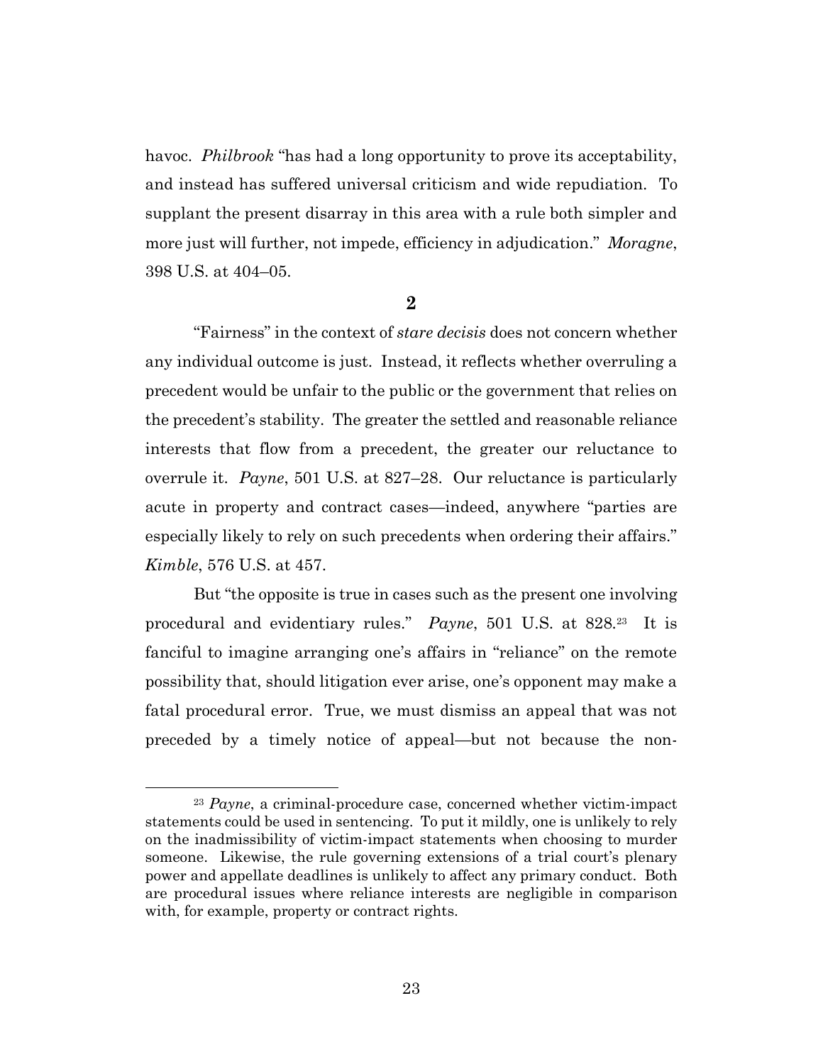havoc. *Philbrook* "has had a long opportunity to prove its acceptability, and instead has suffered universal criticism and wide repudiation. To supplant the present disarray in this area with a rule both simpler and more just will further, not impede, efficiency in adjudication." *Moragne*, 398 U.S. at 404–05.

**2**

"Fairness" in the context of *stare decisis* does not concern whether any individual outcome is just. Instead, it reflects whether overruling a precedent would be unfair to the public or the government that relies on the precedent's stability. The greater the settled and reasonable reliance interests that flow from a precedent, the greater our reluctance to overrule it. *Payne*, 501 U.S. at 827–28. Our reluctance is particularly acute in property and contract cases—indeed, anywhere "parties are especially likely to rely on such precedents when ordering their affairs." *Kimble*, 576 U.S. at 457.

But "the opposite is true in cases such as the present one involving procedural and evidentiary rules." *Payne*, 501 U.S. at 828.[23] It is fanciful to imagine arranging one's affairs in "reliance" on the remote possibility that, should litigation ever arise, one's opponent may make a fatal procedural error. True, we must dismiss an appeal that was not preceded by a timely notice of appeal—but not because the non-

[23] *Payne*, a criminal-procedure case, concerned whether victim-impact statements could be used in sentencing. To put it mildly, one is unlikely to rely on the inadmissibility of victim-impact statements when choosing to murder someone. Likewise, the rule governing extensions of a trial court's plenary power and appellate deadlines is unlikely to affect any primary conduct. Both are procedural issues where reliance interests are negligible in comparison with, for example, property or contract rights.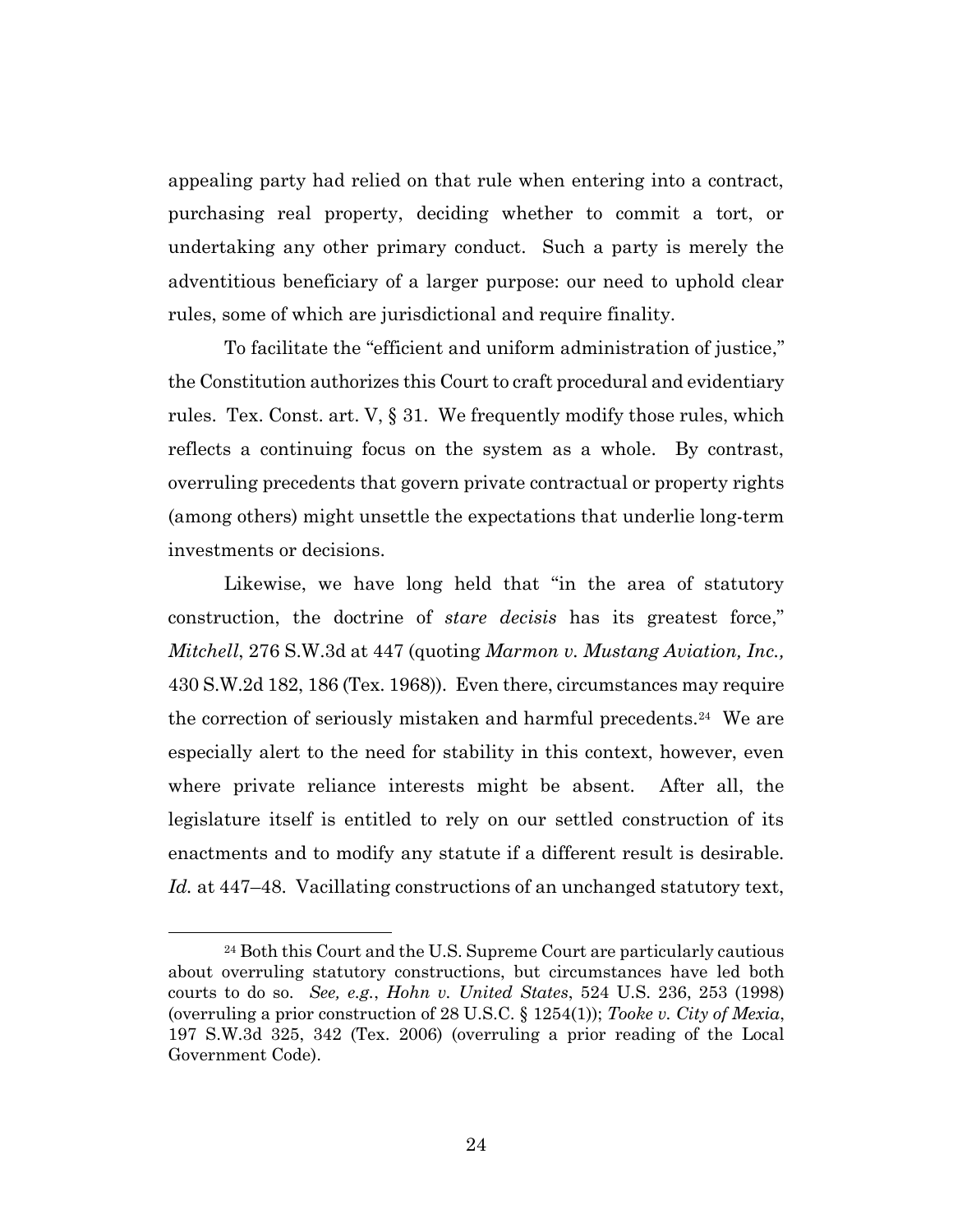appealing party had relied on that rule when entering into a contract, purchasing real property, deciding whether to commit a tort, or undertaking any other primary conduct. Such a party is merely the adventitious beneficiary of a larger purpose: our need to uphold clear rules, some of which are jurisdictional and require finality.

To facilitate the "efficient and uniform administration of justice," the Constitution authorizes this Court to craft procedural and evidentiary rules. Tex. Const. art. V, § 31. We frequently modify those rules, which reflects a continuing focus on the system as a whole. By contrast, overruling precedents that govern private contractual or property rights (among others) might unsettle the expectations that underlie long-term investments or decisions.

Likewise, we have long held that "in the area of statutory construction, the doctrine of *stare decisis* has its greatest force," *Mitchell*, 276 S.W.3d at 447 (quoting *Marmon v. Mustang Aviation, Inc.,* 430 S.W.2d 182, 186 (Tex. 1968)). Even there, circumstances may require the correction of seriously mistaken and harmful precedents.[24] We are especially alert to the need for stability in this context, however, even where private reliance interests might be absent. After all, the legislature itself is entitled to rely on our settled construction of its enactments and to modify any statute if a different result is desirable. *Id.* at 447–48. Vacillating constructions of an unchanged statutory text,

---

[24] Both this Court and the U.S. Supreme Court are particularly cautious about overruling statutory constructions, but circumstances have led both courts to do so. *See, e.g.*, *Hohn v. United States*, 524 U.S. 236, 253 (1998) (overruling a prior construction of 28 U.S.C. § 1254(1)); *Tooke v. City of Mexia*, 197 S.W.3d 325, 342 (Tex. 2006) (overruling a prior reading of the Local Government Code).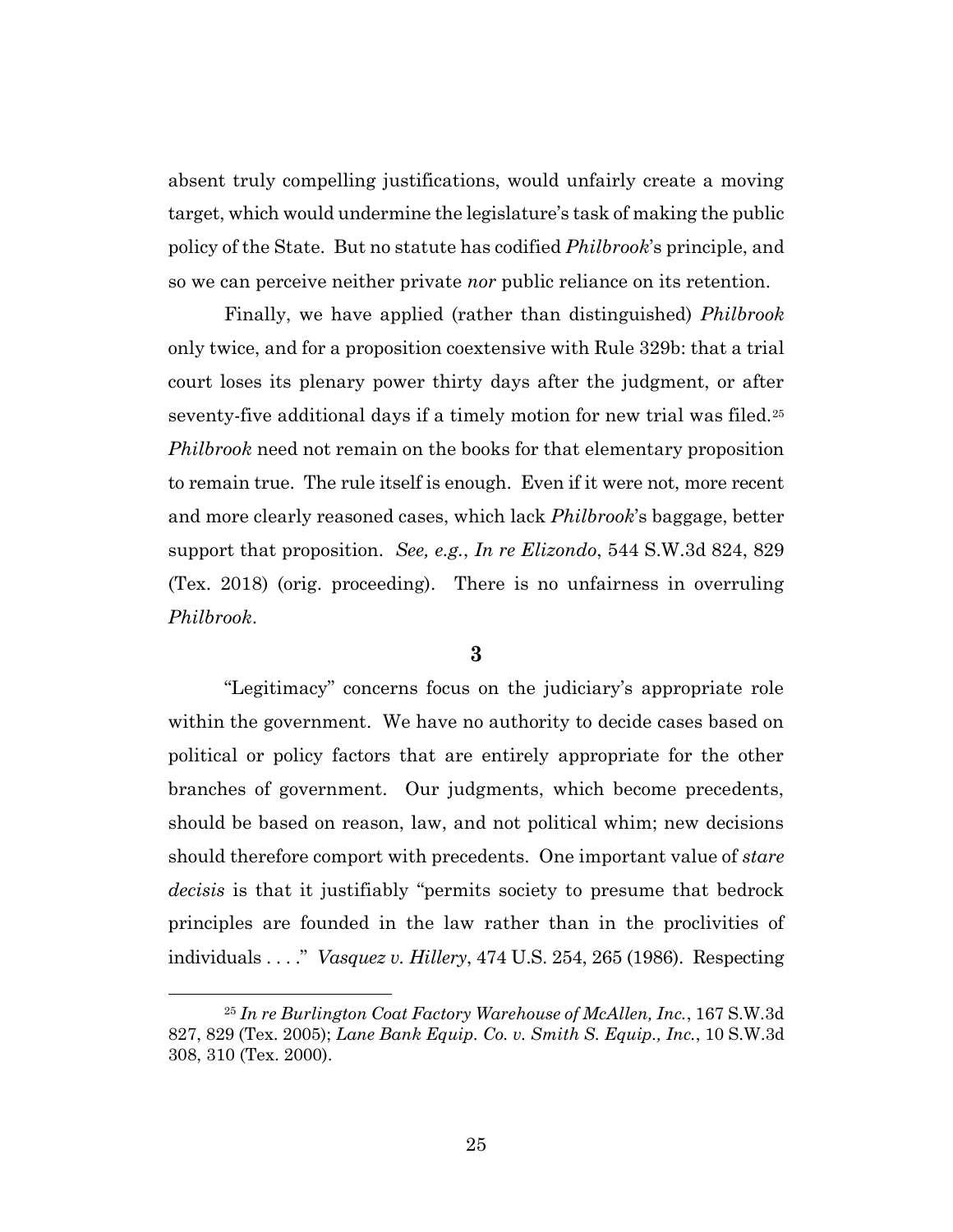absent truly compelling justifications, would unfairly create a moving target, which would undermine the legislature's task of making the public policy of the State. But no statute has codified *Philbrook*'s principle, and so we can perceive neither private *nor* public reliance on its retention.

Finally, we have applied (rather than distinguished) *Philbrook* only twice, and for a proposition coextensive with Rule 329b: that a trial court loses its plenary power thirty days after the judgment, or after seventy-five additional days if a timely motion for new trial was filed.[25] *Philbrook* need not remain on the books for that elementary proposition to remain true. The rule itself is enough. Even if it were not, more recent and more clearly reasoned cases, which lack *Philbrook*'s baggage, better support that proposition. *See, e.g.*, *In re Elizondo*, 544 S.W.3d 824, 829 (Tex. 2018) (orig. proceeding). There is no unfairness in overruling *Philbrook*.

### 3

"Legitimacy" concerns focus on the judiciary's appropriate role within the government. We have no authority to decide cases based on political or policy factors that are entirely appropriate for the other branches of government. Our judgments, which become precedents, should be based on reason, law, and not political whim; new decisions should therefore comport with precedents. One important value of *stare decisis* is that it justifiably "permits society to presume that bedrock principles are founded in the law rather than in the proclivities of individuals . . . ." *Vasquez v. Hillery*, 474 U.S. 254, 265 (1986). Respecting

---

[25] *In re Burlington Coat Factory Warehouse of McAllen, Inc.*, 167 S.W.3d 827, 829 (Tex. 2005); *Lane Bank Equip. Co. v. Smith S. Equip., Inc.*, 10 S.W.3d 308, 310 (Tex. 2000).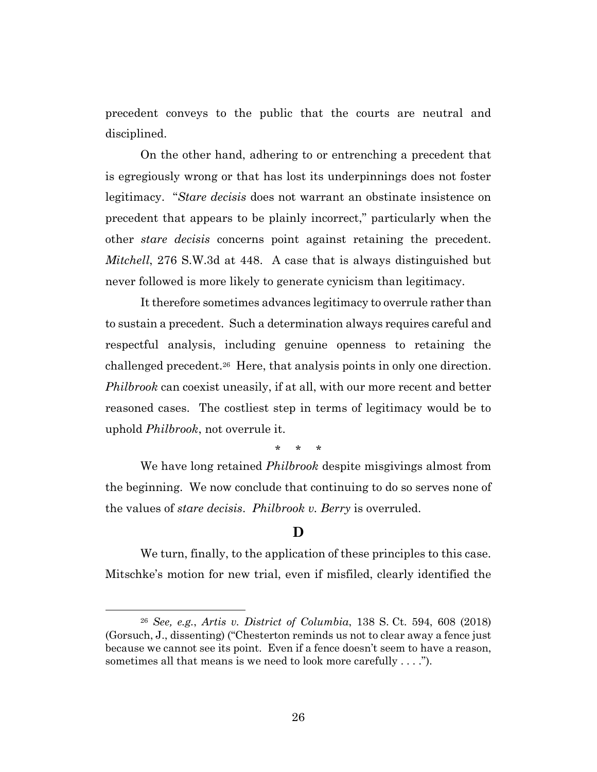precedent conveys to the public that the courts are neutral and disciplined.

On the other hand, adhering to or entrenching a precedent that is egregiously wrong or that has lost its underpinnings does not foster legitimacy. "*Stare decisis* does not warrant an obstinate insistence on precedent that appears to be plainly incorrect," particularly when the other *stare decisis* concerns point against retaining the precedent. *Mitchell*, 276 S.W.3d at 448. A case that is always distinguished but never followed is more likely to generate cynicism than legitimacy.

It therefore sometimes advances legitimacy to overrule rather than to sustain a precedent. Such a determination always requires careful and respectful analysis, including genuine openness to retaining the challenged precedent.[26] Here, that analysis points in only one direction. *Philbrook* can coexist uneasily, if at all, with our more recent and better reasoned cases. The costliest step in terms of legitimacy would be to uphold *Philbrook*, not overrule it.

\* \* \*

We have long retained *Philbrook* despite misgivings almost from the beginning. We now conclude that continuing to do so serves none of the values of *stare decisis*. *Philbrook v. Berry* is overruled.

### D

We turn, finally, to the application of these principles to this case. Mitschke's motion for new trial, even if misfiled, clearly identified the

---

[26] *See, e.g.*, *Artis v. District of Columbia*, 138 S. Ct. 594, 608 (2018) (Gorsuch, J., dissenting) ("Chesterton reminds us not to clear away a fence just because we cannot see its point. Even if a fence doesn't seem to have a reason, sometimes all that means is we need to look more carefully . . . .").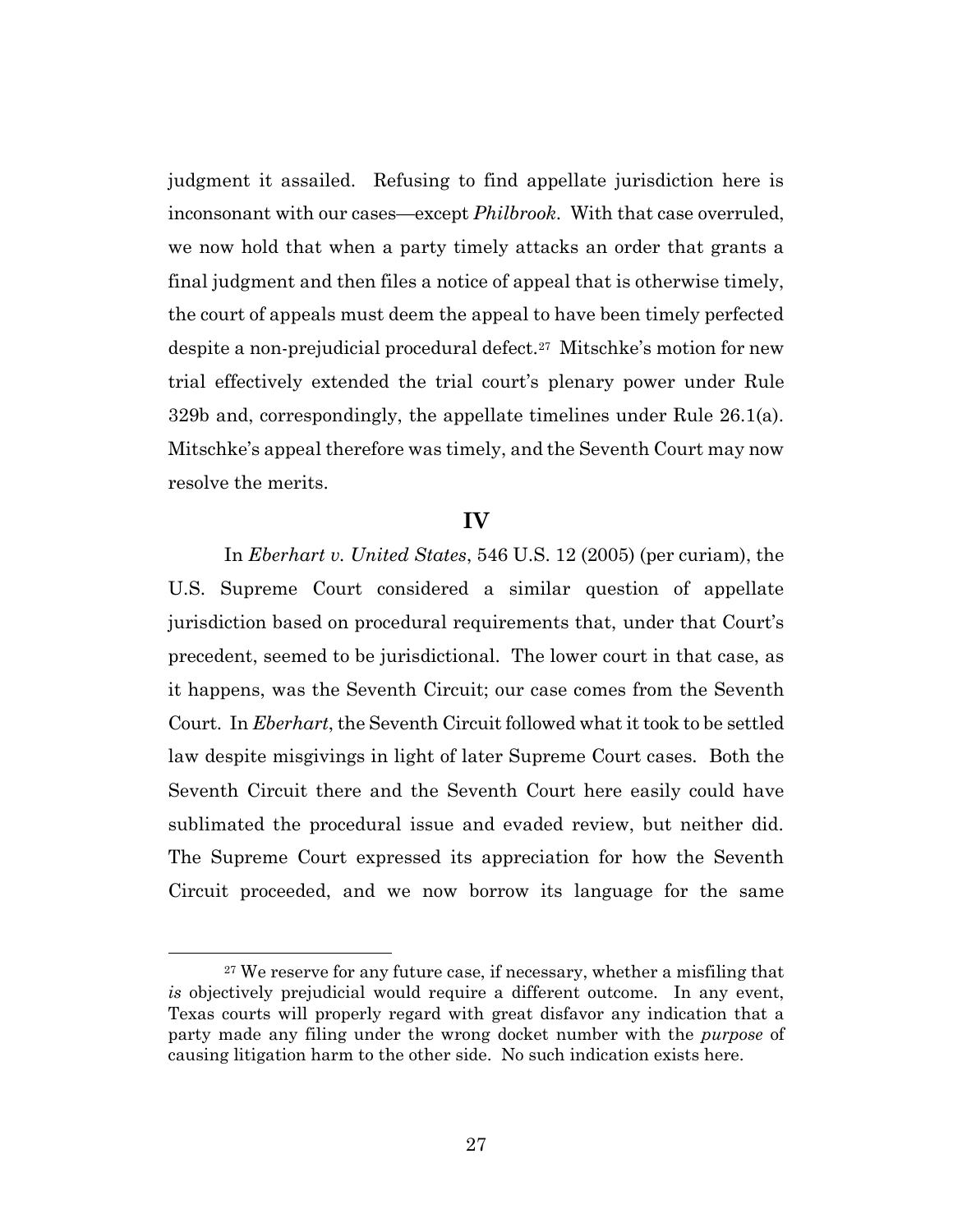judgment it assailed. Refusing to find appellate jurisdiction here is inconsonant with our cases—except *Philbrook*. With that case overruled, we now hold that when a party timely attacks an order that grants a final judgment and then files a notice of appeal that is otherwise timely, the court of appeals must deem the appeal to have been timely perfected despite a non-prejudicial procedural defect.[27] Mitschke's motion for new trial effectively extended the trial court's plenary power under Rule 329b and, correspondingly, the appellate timelines under Rule 26.1(a). Mitschke's appeal therefore was timely, and the Seventh Court may now resolve the merits.

## IV

In *Eberhart v. United States*, 546 U.S. 12 (2005) (per curiam), the U.S. Supreme Court considered a similar question of appellate jurisdiction based on procedural requirements that, under that Court's precedent, seemed to be jurisdictional. The lower court in that case, as it happens, was the Seventh Circuit; our case comes from the Seventh Court. In *Eberhart*, the Seventh Circuit followed what it took to be settled law despite misgivings in light of later Supreme Court cases. Both the Seventh Circuit there and the Seventh Court here easily could have sublimated the procedural issue and evaded review, but neither did. The Supreme Court expressed its appreciation for how the Seventh Circuit proceeded, and we now borrow its language for the same

---

[27] We reserve for any future case, if necessary, whether a misfiling that *is* objectively prejudicial would require a different outcome. In any event, Texas courts will properly regard with great disfavor any indication that a party made any filing under the wrong docket number with the *purpose* of causing litigation harm to the other side. No such indication exists here.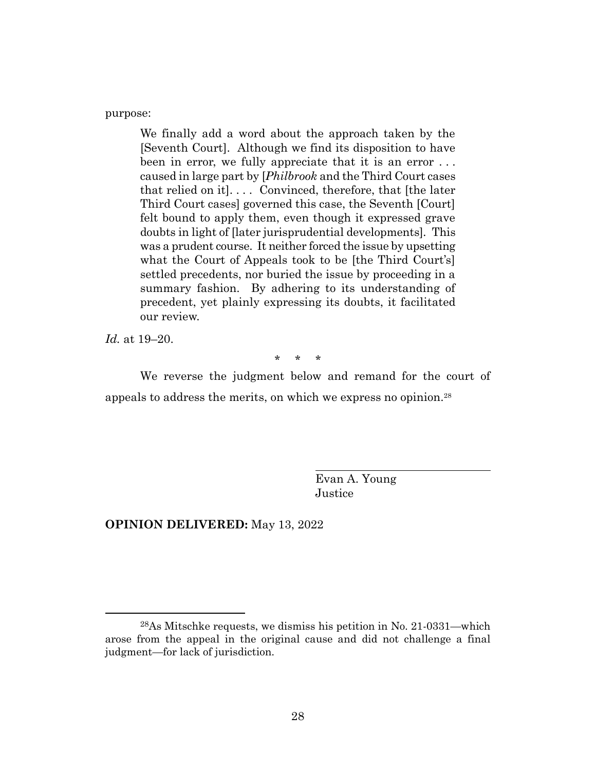purpose:

> We finally add a word about the approach taken by the [Seventh Court]. Although we find its disposition to have been in error, we fully appreciate that it is an error . . . caused in large part by [*Philbrook* and the Third Court cases that relied on it]. . . . Convinced, therefore, that [the later Third Court cases] governed this case, the Seventh [Court] felt bound to apply them, even though it expressed grave doubts in light of [later jurisprudential developments]. This was a prudent course. It neither forced the issue by upsetting what the Court of Appeals took to be [the Third Court's] settled precedents, nor buried the issue by proceeding in a summary fashion. By adhering to its understanding of precedent, yet plainly expressing its doubts, it facilitated our review.

*Id.* at 19–20.

\* \* \*

We reverse the judgment below and remand for the court of appeals to address the merits, on which we express no opinion.[28]

Evan A. Young
Justice

**OPINION DELIVERED:** May 13, 2022

---

[28]As Mitschke requests, we dismiss his petition in No. 21-0331—which arose from the appeal in the original cause and did not challenge a final judgment—for lack of jurisdiction.